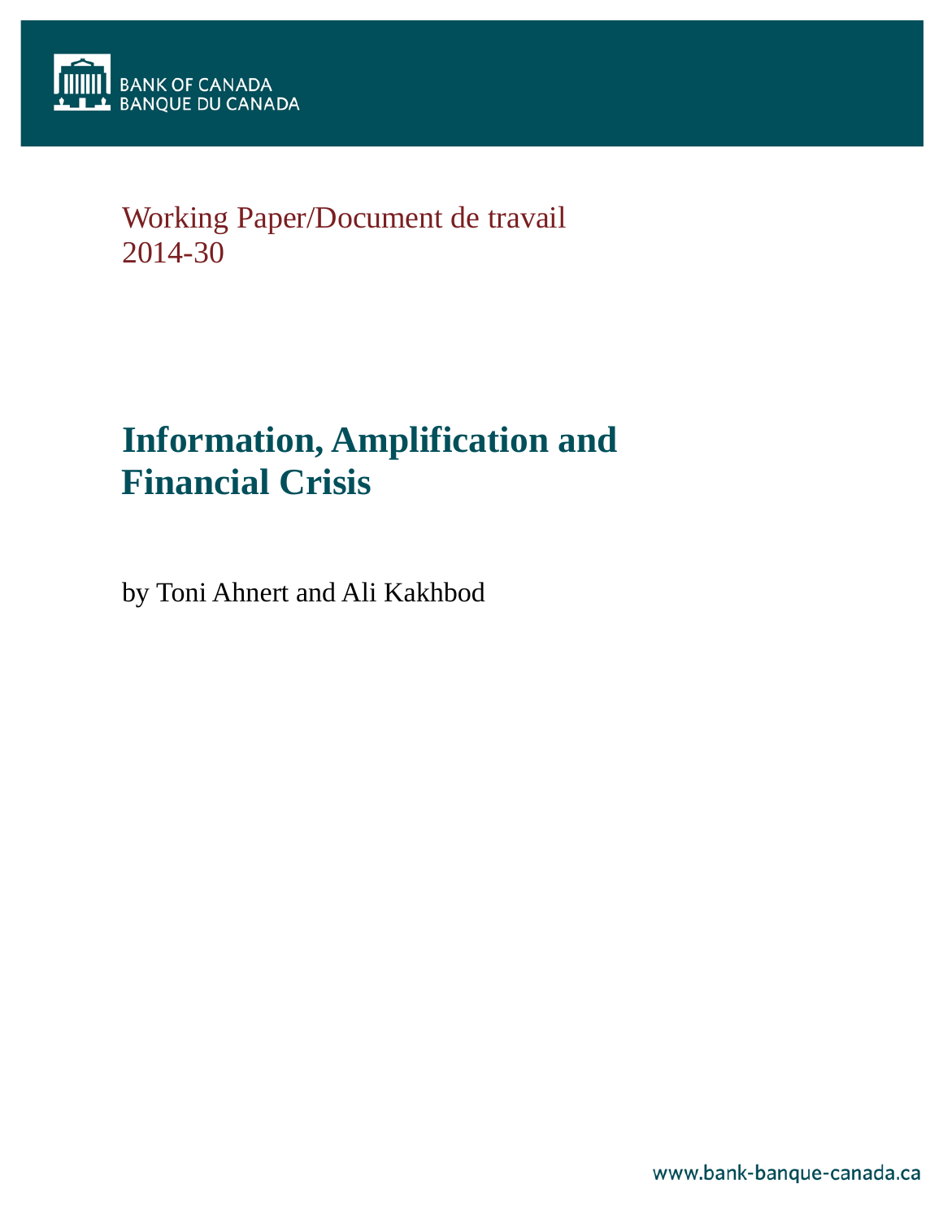BANK OF CANADA
BANQUE DU CANADA

Working Paper/Document de travail
2014-30

# Information, Amplification and Financial Crisis

by Toni Ahnert and Ali Kakhbod

www.bank-banque-canada.ca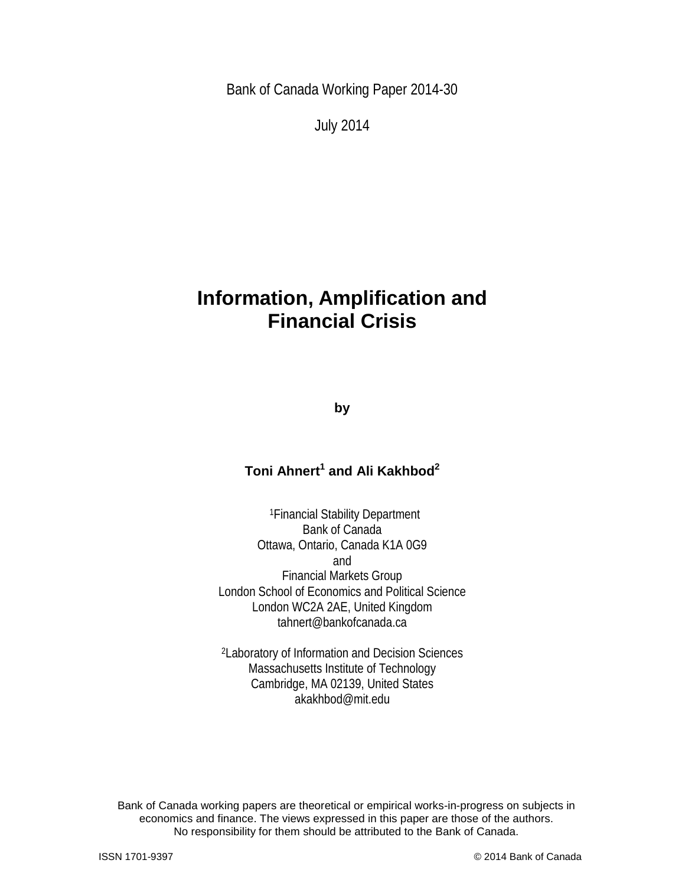Bank of Canada Working Paper 2014-30

July 2014

# Information, Amplification and Financial Crisis

**by**

**Toni Ahnert[1] and Ali Kakhbod[2]**

[1]Financial Stability Department
Bank of Canada
Ottawa, Ontario, Canada K1A 0G9
and
Financial Markets Group
London School of Economics and Political Science
London WC2A 2AE, United Kingdom
tahnert@bankofcanada.ca

[2]Laboratory of Information and Decision Sciences
Massachusetts Institute of Technology
Cambridge, MA 02139, United States
akakhbod@mit.edu

Bank of Canada working papers are theoretical or empirical works-in-progress on subjects in economics and finance. The views expressed in this paper are those of the authors. No responsibility for them should be attributed to the Bank of Canada.

ISSN 1701-9397 © 2014 Bank of Canada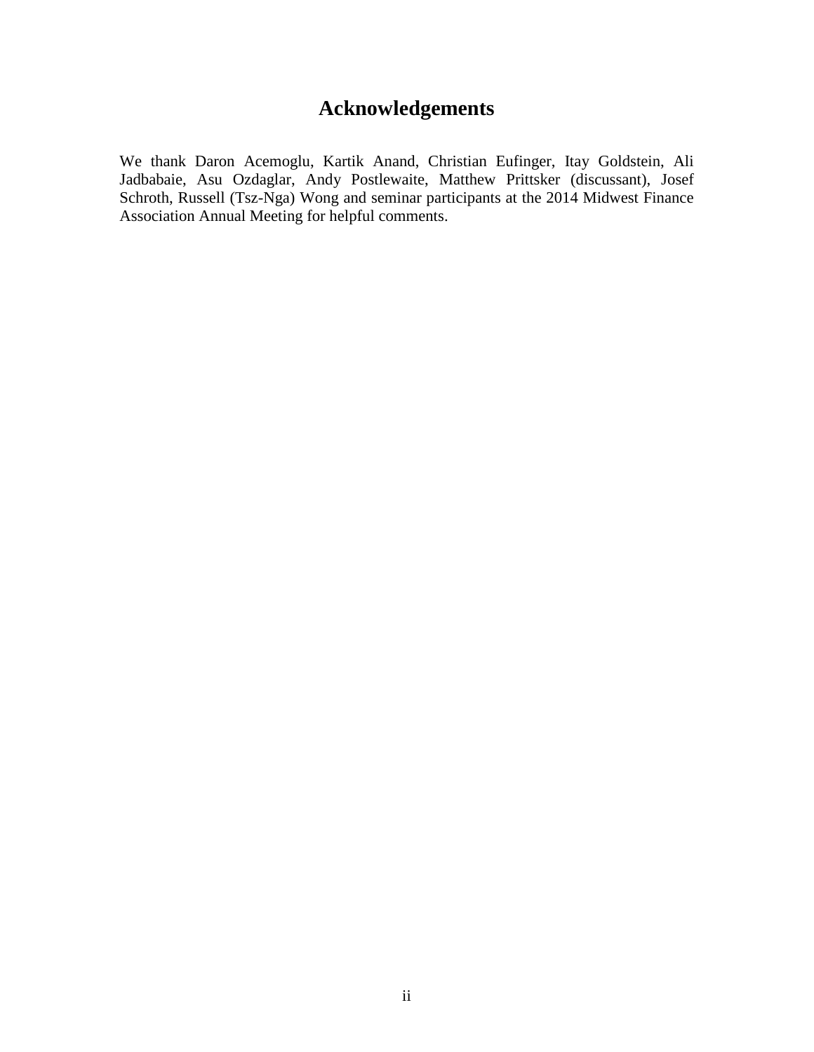# Acknowledgements

We thank Daron Acemoglu, Kartik Anand, Christian Eufinger, Itay Goldstein, Ali Jadbabaie, Asu Ozdaglar, Andy Postlewaite, Matthew Prittsker (discussant), Josef Schroth, Russell (Tsz-Nga) Wong and seminar participants at the 2014 Midwest Finance Association Annual Meeting for helpful comments.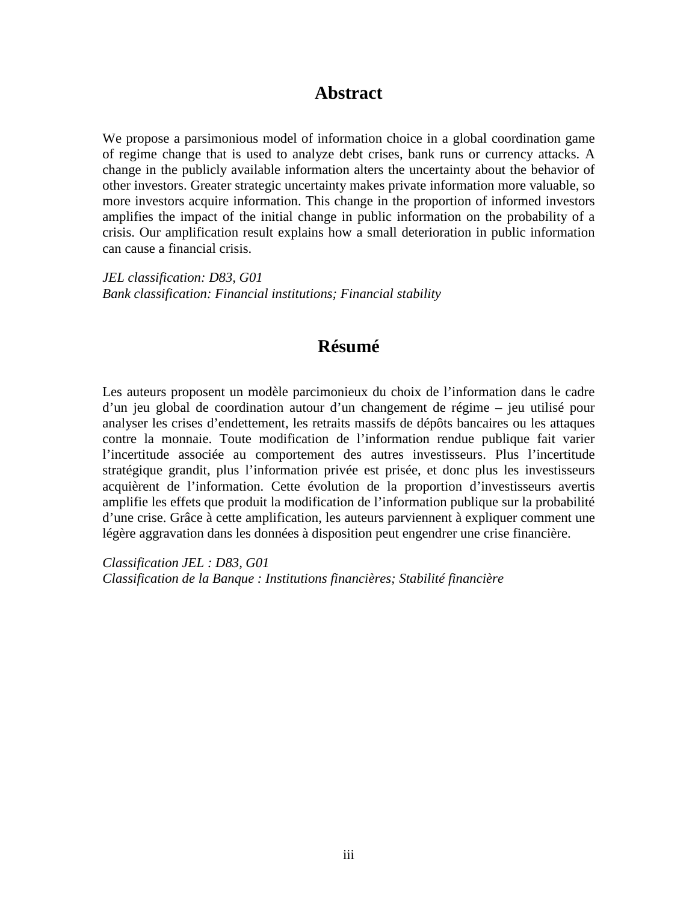## Abstract

We propose a parsimonious model of information choice in a global coordination game of regime change that is used to analyze debt crises, bank runs or currency attacks. A change in the publicly available information alters the uncertainty about the behavior of other investors. Greater strategic uncertainty makes private information more valuable, so more investors acquire information. This change in the proportion of informed investors amplifies the impact of the initial change in public information on the probability of a crisis. Our amplification result explains how a small deterioration in public information can cause a financial crisis.

*JEL classification: D83, G01*
*Bank classification: Financial institutions; Financial stability*

## Résumé

Les auteurs proposent un modèle parcimonieux du choix de l'information dans le cadre d'un jeu global de coordination autour d'un changement de régime – jeu utilisé pour analyser les crises d'endettement, les retraits massifs de dépôts bancaires ou les attaques contre la monnaie. Toute modification de l'information rendue publique fait varier l'incertitude associée au comportement des autres investisseurs. Plus l'incertitude stratégique grandit, plus l'information privée est prisée, et donc plus les investisseurs acquièrent de l'information. Cette évolution de la proportion d'investisseurs avertis amplifie les effets que produit la modification de l'information publique sur la probabilité d'une crise. Grâce à cette amplification, les auteurs parviennent à expliquer comment une légère aggravation dans les données à disposition peut engendrer une crise financière.

*Classification JEL : D83, G01*
*Classification de la Banque : Institutions financières; Stabilité financière*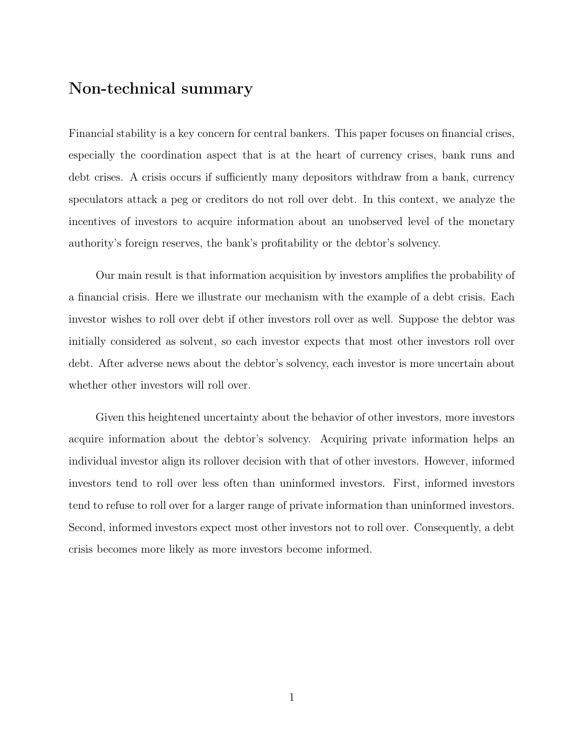## Non-technical summary

Financial stability is a key concern for central bankers. This paper focuses on financial crises, especially the coordination aspect that is at the heart of currency crises, bank runs and debt crises. A crisis occurs if sufficiently many depositors withdraw from a bank, currency speculators attack a peg or creditors do not roll over debt. In this context, we analyze the incentives of investors to acquire information about an unobserved level of the monetary authority's foreign reserves, the bank's profitability or the debtor's solvency.

Our main result is that information acquisition by investors amplifies the probability of a financial crisis. Here we illustrate our mechanism with the example of a debt crisis. Each investor wishes to roll over debt if other investors roll over as well. Suppose the debtor was initially considered as solvent, so each investor expects that most other investors roll over debt. After adverse news about the debtor's solvency, each investor is more uncertain about whether other investors will roll over.

Given this heightened uncertainty about the behavior of other investors, more investors acquire information about the debtor's solvency. Acquiring private information helps an individual investor align its rollover decision with that of other investors. However, informed investors tend to roll over less often than uninformed investors. First, informed investors tend to refuse to roll over for a larger range of private information than uninformed investors. Second, informed investors expect most other investors not to roll over. Consequently, a debt crisis becomes more likely as more investors become informed.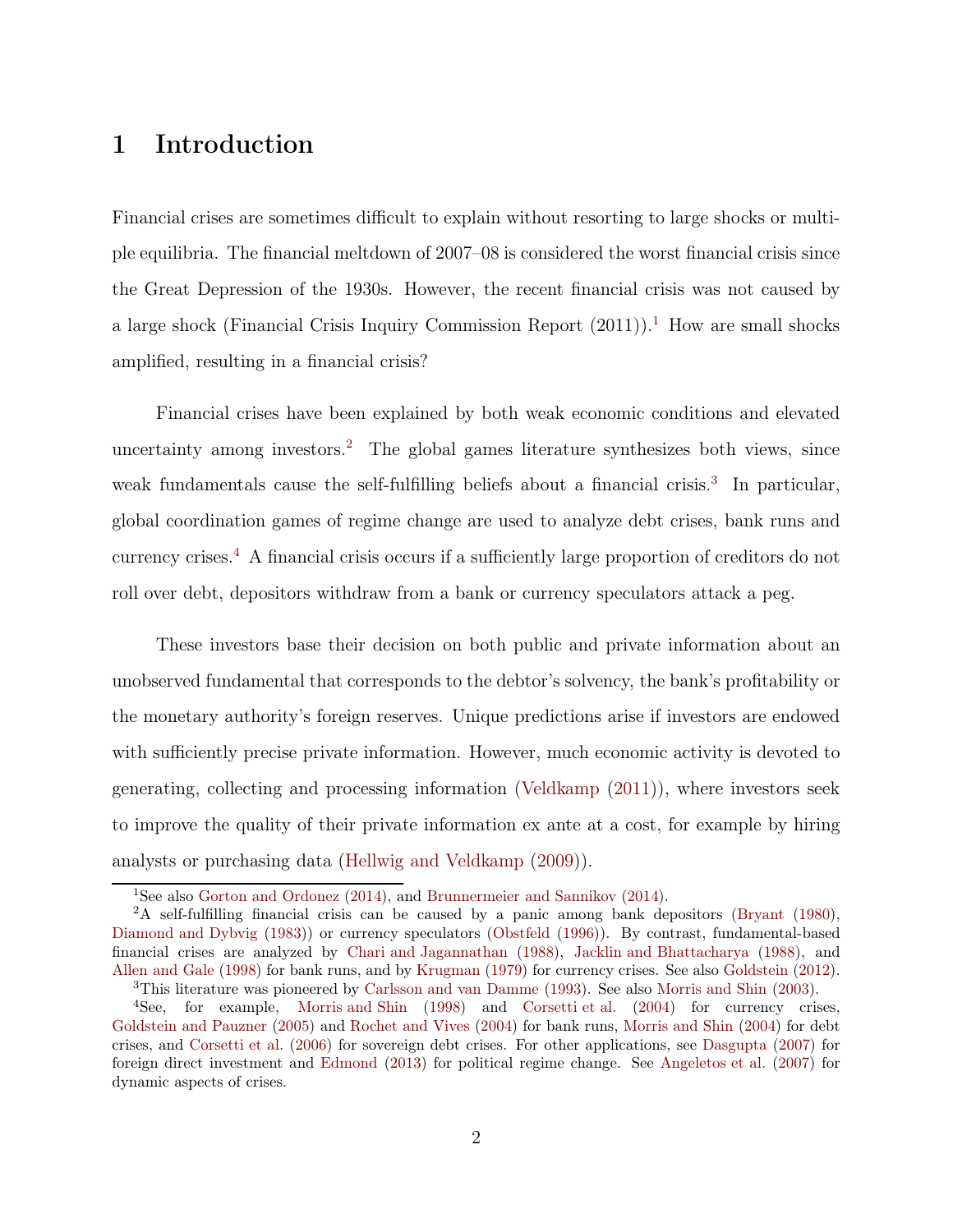# 1 Introduction

Financial crises are sometimes difficult to explain without resorting to large shocks or multiple equilibria. The financial meltdown of 2007–08 is considered the worst financial crisis since the Great Depression of the 1930s. However, the recent financial crisis was not caused by a large shock (Financial Crisis Inquiry Commission Report (2011)).[1] How are small shocks amplified, resulting in a financial crisis?

Financial crises have been explained by both weak economic conditions and elevated uncertainty among investors.[2] The global games literature synthesizes both views, since weak fundamentals cause the self-fulfilling beliefs about a financial crisis.[3] In particular, global coordination games of regime change are used to analyze debt crises, bank runs and currency crises.[4] A financial crisis occurs if a sufficiently large proportion of creditors do not roll over debt, depositors withdraw from a bank or currency speculators attack a peg.

These investors base their decision on both public and private information about an unobserved fundamental that corresponds to the debtor's solvency, the bank's profitability or the monetary authority's foreign reserves. Unique predictions arise if investors are endowed with sufficiently precise private information. However, much economic activity is devoted to generating, collecting and processing information (Veldkamp (2011)), where investors seek to improve the quality of their private information ex ante at a cost, for example by hiring analysts or purchasing data (Hellwig and Veldkamp (2009)).

[1] See also Gorton and Ordonez (2014), and Brunnermeier and Sannikov (2014).

[2] A self-fulfilling financial crisis can be caused by a panic among bank depositors (Bryant (1980), Diamond and Dybvig (1983)) or currency speculators (Obstfeld (1996)). By contrast, fundamental-based financial crises are analyzed by Chari and Jagannathan (1988), Jacklin and Bhattacharya (1988), and Allen and Gale (1998) for bank runs, and by Krugman (1979) for currency crises. See also Goldstein (2012).

[3] This literature was pioneered by Carlsson and van Damme (1993). See also Morris and Shin (2003).

[4] See, for example, Morris and Shin (1998) and Corsetti et al. (2004) for currency crises, Goldstein and Pauzner (2005) and Rochet and Vives (2004) for bank runs, Morris and Shin (2004) for debt crises, and Corsetti et al. (2006) for sovereign debt crises. For other applications, see Dasgupta (2007) for foreign direct investment and Edmond (2013) for political regime change. See Angeletos et al. (2007) for dynamic aspects of crises.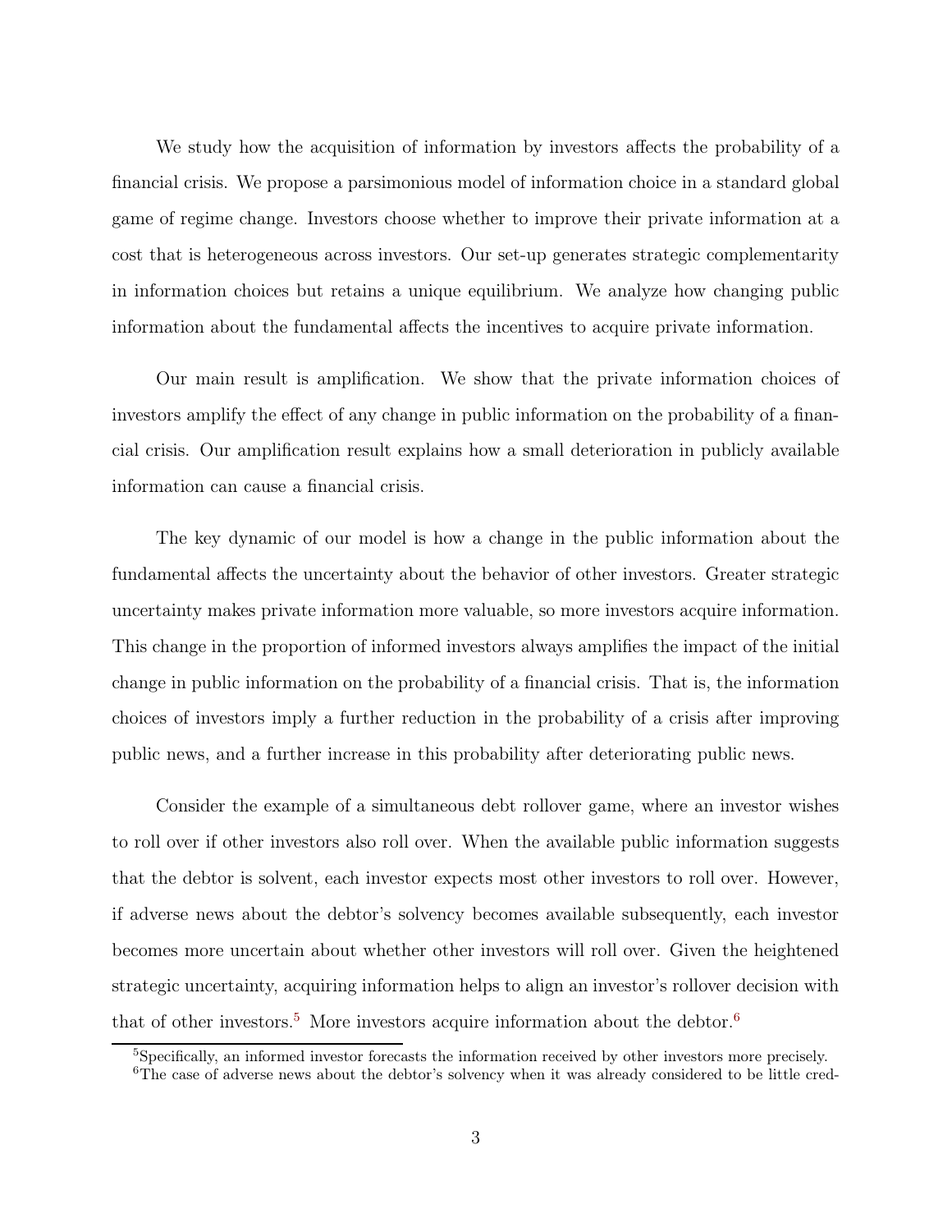We study how the acquisition of information by investors affects the probability of a financial crisis. We propose a parsimonious model of information choice in a standard global game of regime change. Investors choose whether to improve their private information at a cost that is heterogeneous across investors. Our set-up generates strategic complementarity in information choices but retains a unique equilibrium. We analyze how changing public information about the fundamental affects the incentives to acquire private information.

Our main result is amplification. We show that the private information choices of investors amplify the effect of any change in public information on the probability of a financial crisis. Our amplification result explains how a small deterioration in publicly available information can cause a financial crisis.

The key dynamic of our model is how a change in the public information about the fundamental affects the uncertainty about the behavior of other investors. Greater strategic uncertainty makes private information more valuable, so more investors acquire information. This change in the proportion of informed investors always amplifies the impact of the initial change in public information on the probability of a financial crisis. That is, the information choices of investors imply a further reduction in the probability of a crisis after improving public news, and a further increase in this probability after deteriorating public news.

Consider the example of a simultaneous debt rollover game, where an investor wishes to roll over if other investors also roll over. When the available public information suggests that the debtor is solvent, each investor expects most other investors to roll over. However, if adverse news about the debtor's solvency becomes available subsequently, each investor becomes more uncertain about whether other investors will roll over. Given the heightened strategic uncertainty, acquiring information helps to align an investor's rollover decision with that of other investors.[5] More investors acquire information about the debtor.[6]

[5]Specifically, an informed investor forecasts the information received by other investors more precisely.

[6]The case of adverse news about the debtor's solvency when it was already considered to be little cred-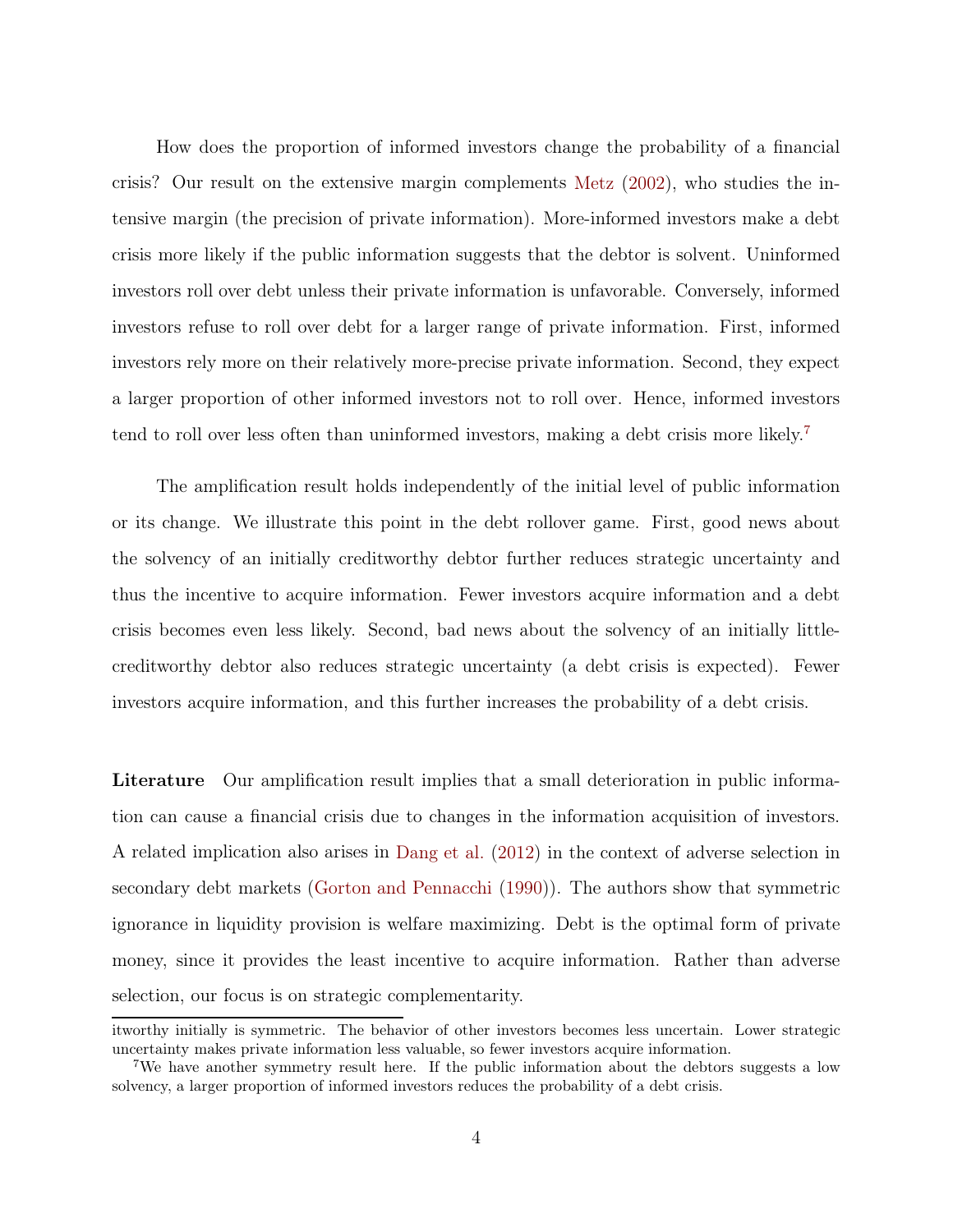How does the proportion of informed investors change the probability of a financial crisis? Our result on the extensive margin complements Metz (2002), who studies the intensive margin (the precision of private information). More-informed investors make a debt crisis more likely if the public information suggests that the debtor is solvent. Uninformed investors roll over debt unless their private information is unfavorable. Conversely, informed investors refuse to roll over debt for a larger range of private information. First, informed investors rely more on their relatively more-precise private information. Second, they expect a larger proportion of other informed investors not to roll over. Hence, informed investors tend to roll over less often than uninformed investors, making a debt crisis more likely.[7]

The amplification result holds independently of the initial level of public information or its change. We illustrate this point in the debt rollover game. First, good news about the solvency of an initially creditworthy debtor further reduces strategic uncertainty and thus the incentive to acquire information. Fewer investors acquire information and a debt crisis becomes even less likely. Second, bad news about the solvency of an initially little-creditworthy debtor also reduces strategic uncertainty (a debt crisis is expected). Fewer investors acquire information, and this further increases the probability of a debt crisis.

**Literature** Our amplification result implies that a small deterioration in public information can cause a financial crisis due to changes in the information acquisition of investors. A related implication also arises in Dang et al. (2012) in the context of adverse selection in secondary debt markets (Gorton and Pennacchi (1990)). The authors show that symmetric ignorance in liquidity provision is welfare maximizing. Debt is the optimal form of private money, since it provides the least incentive to acquire information. Rather than adverse selection, our focus is on strategic complementarity.

---

itworthy initially is symmetric. The behavior of other investors becomes less uncertain. Lower strategic uncertainty makes private information less valuable, so fewer investors acquire information.

[7] We have another symmetry result here. If the public information about the debtors suggests a low solvency, a larger proportion of informed investors reduces the probability of a debt crisis.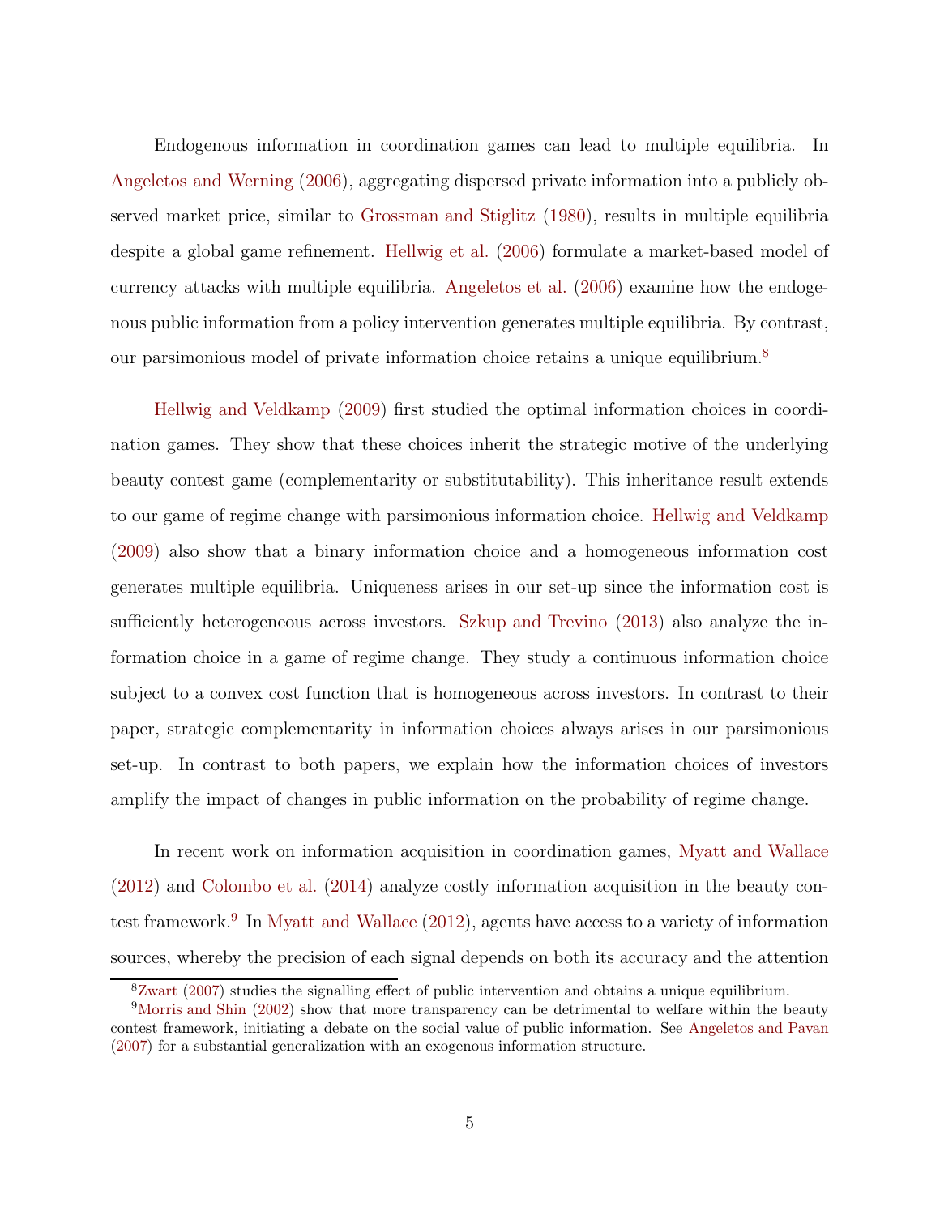Endogenous information in coordination games can lead to multiple equilibria. In Angeletos and Werning (2006), aggregating dispersed private information into a publicly observed market price, similar to Grossman and Stiglitz (1980), results in multiple equilibria despite a global game refinement. Hellwig et al. (2006) formulate a market-based model of currency attacks with multiple equilibria. Angeletos et al. (2006) examine how the endogenous public information from a policy intervention generates multiple equilibria. By contrast, our parsimonious model of private information choice retains a unique equilibrium.[8]

Hellwig and Veldkamp (2009) first studied the optimal information choices in coordination games. They show that these choices inherit the strategic motive of the underlying beauty contest game (complementarity or substitutability). This inheritance result extends to our game of regime change with parsimonious information choice. Hellwig and Veldkamp (2009) also show that a binary information choice and a homogeneous information cost generates multiple equilibria. Uniqueness arises in our set-up since the information cost is sufficiently heterogeneous across investors. Szkup and Trevino (2013) also analyze the information choice in a game of regime change. They study a continuous information choice subject to a convex cost function that is homogeneous across investors. In contrast to their paper, strategic complementarity in information choices always arises in our parsimonious set-up. In contrast to both papers, we explain how the information choices of investors amplify the impact of changes in public information on the probability of regime change.

In recent work on information acquisition in coordination games, Myatt and Wallace (2012) and Colombo et al. (2014) analyze costly information acquisition in the beauty contest framework.[9] In Myatt and Wallace (2012), agents have access to a variety of information sources, whereby the precision of each signal depends on both its accuracy and the attention

[8] Zwart (2007) studies the signalling effect of public intervention and obtains a unique equilibrium.

[9] Morris and Shin (2002) show that more transparency can be detrimental to welfare within the beauty contest framework, initiating a debate on the social value of public information. See Angeletos and Pavan (2007) for a substantial generalization with an exogenous information structure.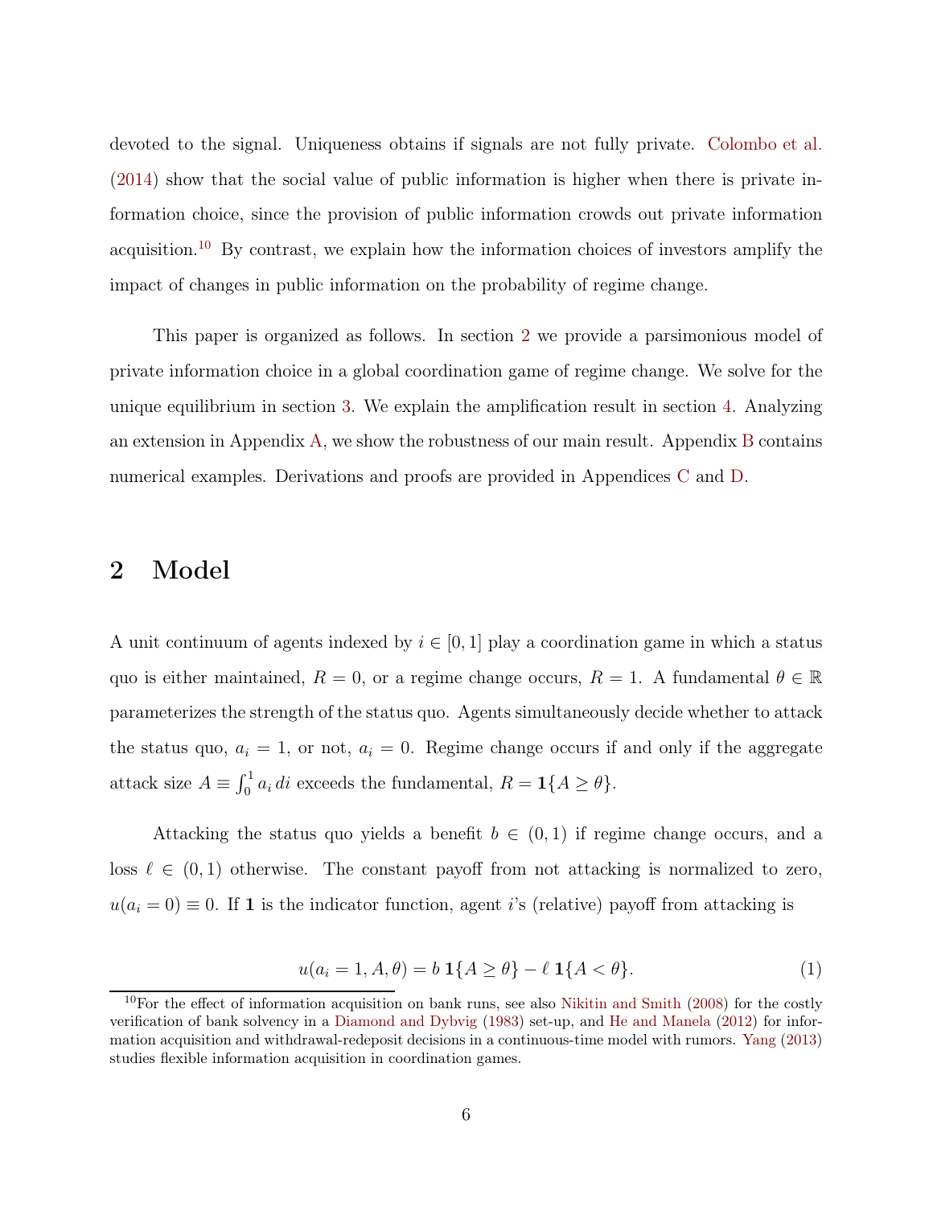devoted to the signal. Uniqueness obtains if signals are not fully private. Colombo et al. (2014) show that the social value of public information is higher when there is private information choice, since the provision of public information crowds out private information acquisition.[10] By contrast, we explain how the information choices of investors amplify the impact of changes in public information on the probability of regime change.

This paper is organized as follows. In section 2 we provide a parsimonious model of private information choice in a global coordination game of regime change. We solve for the unique equilibrium in section 3. We explain the amplification result in section 4. Analyzing an extension in Appendix A, we show the robustness of our main result. Appendix B contains numerical examples. Derivations and proofs are provided in Appendices C and D.

# 2 Model

A unit continuum of agents indexed by $i \in [0,1]$ play a coordination game in which a status quo is either maintained, $R = 0$, or a regime change occurs, $R = 1$. A fundamental $\theta \in \mathbb{R}$ parameterizes the strength of the status quo. Agents simultaneously decide whether to attack the status quo, $a_i = 1$, or not, $a_i = 0$. Regime change occurs if and only if the aggregate attack size $A \equiv \int_0^1 a_i \, di$ exceeds the fundamental, $R = \mathbf{1}\{A \geq \theta\}$.

Attacking the status quo yields a benefit $b \in (0,1)$ if regime change occurs, and a loss $\ell \in (0,1)$ otherwise. The constant payoff from not attacking is normalized to zero, $u(a_i = 0) \equiv 0$. If $\mathbf{1}$ is the indicator function, agent $i$'s (relative) payoff from attacking is

$$u(a_i = 1, A, \theta) = b \, \mathbf{1}\{A \geq \theta\} - \ell \, \mathbf{1}\{A < \theta\}. \tag{1}$$

[10] For the effect of information acquisition on bank runs, see also Nikitin and Smith (2008) for the costly verification of bank solvency in a Diamond and Dybvig (1983) set-up, and He and Manela (2012) for information acquisition and withdrawal-redeposit decisions in a continuous-time model with rumors. Yang (2013) studies flexible information acquisition in coordination games.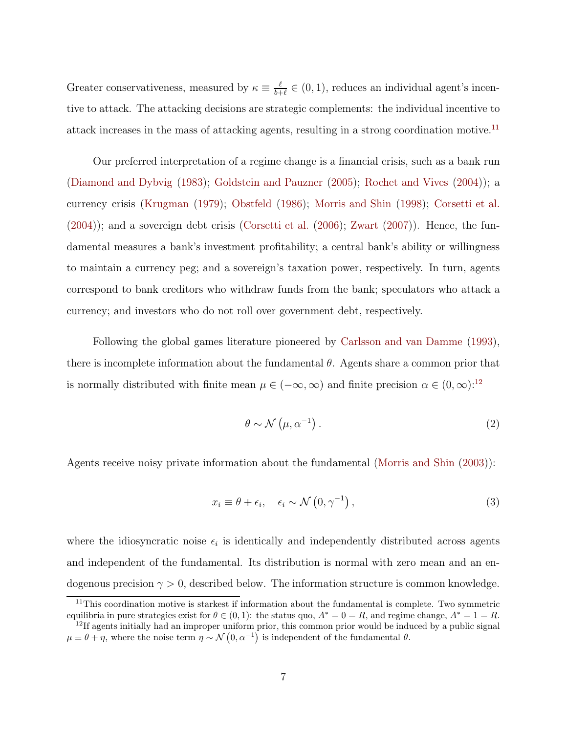Greater conservativeness, measured by $\kappa \equiv \frac{\ell}{b+\ell} \in (0,1)$, reduces an individual agent's incentive to attack. The attacking decisions are strategic complements: the individual incentive to attack increases in the mass of attacking agents, resulting in a strong coordination motive.[11]

Our preferred interpretation of a regime change is a financial crisis, such as a bank run (Diamond and Dybvig (1983); Goldstein and Pauzner (2005); Rochet and Vives (2004)); a currency crisis (Krugman (1979); Obstfeld (1986); Morris and Shin (1998); Corsetti et al. (2004)); and a sovereign debt crisis (Corsetti et al. (2006); Zwart (2007)). Hence, the fundamental measures a bank's investment profitability; a central bank's ability or willingness to maintain a currency peg; and a sovereign's taxation power, respectively. In turn, agents correspond to bank creditors who withdraw funds from the bank; speculators who attack a currency; and investors who do not roll over government debt, respectively.

Following the global games literature pioneered by Carlsson and van Damme (1993), there is incomplete information about the fundamental $\theta$. Agents share a common prior that is normally distributed with finite mean $\mu \in (-\infty, \infty)$ and finite precision $\alpha \in (0, \infty)$:[12]

$$\theta \sim \mathcal{N}\left(\mu, \alpha^{-1}\right). \tag{2}$$

Agents receive noisy private information about the fundamental (Morris and Shin (2003)):

$$x_i \equiv \theta + \epsilon_i, \quad \epsilon_i \sim \mathcal{N}\left(0, \gamma^{-1}\right), \tag{3}$$

where the idiosyncratic noise $\epsilon_i$ is identically and independently distributed across agents and independent of the fundamental. Its distribution is normal with zero mean and an endogenous precision $\gamma > 0$, described below. The information structure is common knowledge.

[11] This coordination motive is starkest if information about the fundamental is complete. Two symmetric equilibria in pure strategies exist for $\theta \in (0,1)$: the status quo, $A^* = 0 = R$, and regime change, $A^* = 1 = R$.

[12] If agents initially had an improper uniform prior, this common prior would be induced by a public signal $\mu \equiv \theta + \eta$, where the noise term $\eta \sim \mathcal{N}\left(0, \alpha^{-1}\right)$ is independent of the fundamental $\theta$.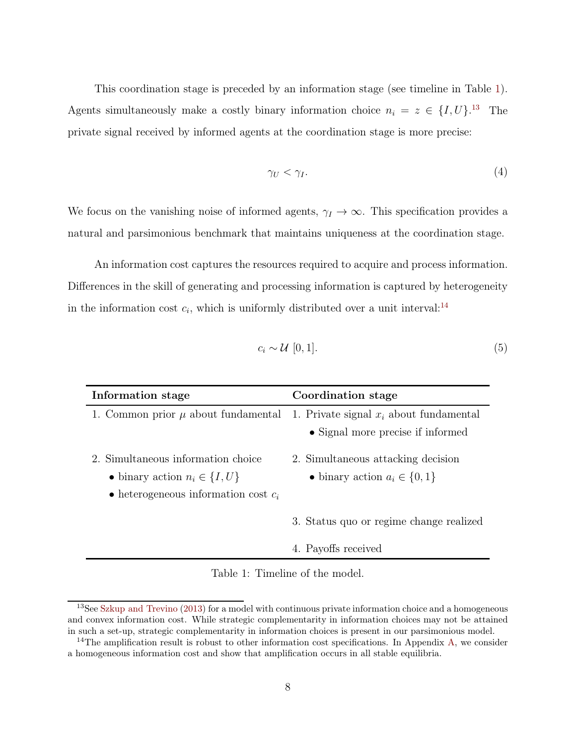This coordination stage is preceded by an information stage (see timeline in Table 1). Agents simultaneously make a costly binary information choice $n_i = z \in \{I, U\}$.[13] The private signal received by informed agents at the coordination stage is more precise:

$$\gamma_U < \gamma_I. \tag{4}$$

We focus on the vanishing noise of informed agents, $\gamma_I \to \infty$. This specification provides a natural and parsimonious benchmark that maintains uniqueness at the coordination stage.

An information cost captures the resources required to acquire and process information. Differences in the skill of generating and processing information is captured by heterogeneity in the information cost $c_i$, which is uniformly distributed over a unit interval:[14]

$$c_i \sim \mathcal{U}\ [0, 1]. \tag{5}$$

| **Information stage** | **Coordination stage** |
|---|---|
| 1. Common prior $\mu$ about fundamental | 1. Private signal $x_i$ about fundamental<br>• Signal more precise if informed |
| 2. Simultaneous information choice<br>• binary action $n_i \in \{I, U\}$<br>• heterogeneous information cost $c_i$ | 2. Simultaneous attacking decision<br>• binary action $a_i \in \{0, 1\}$ |
| | 3. Status quo or regime change realized |
| | 4. Payoffs received |

Table 1: Timeline of the model.

[13] See Szkup and Trevino (2013) for a model with continuous private information choice and a homogeneous and convex information cost. While strategic complementarity in information choices may not be attained in such a set-up, strategic complementarity in information choices is present in our parsimonious model.

[14] The amplification result is robust to other information cost specifications. In Appendix A, we consider a homogeneous information cost and show that amplification occurs in all stable equilibria.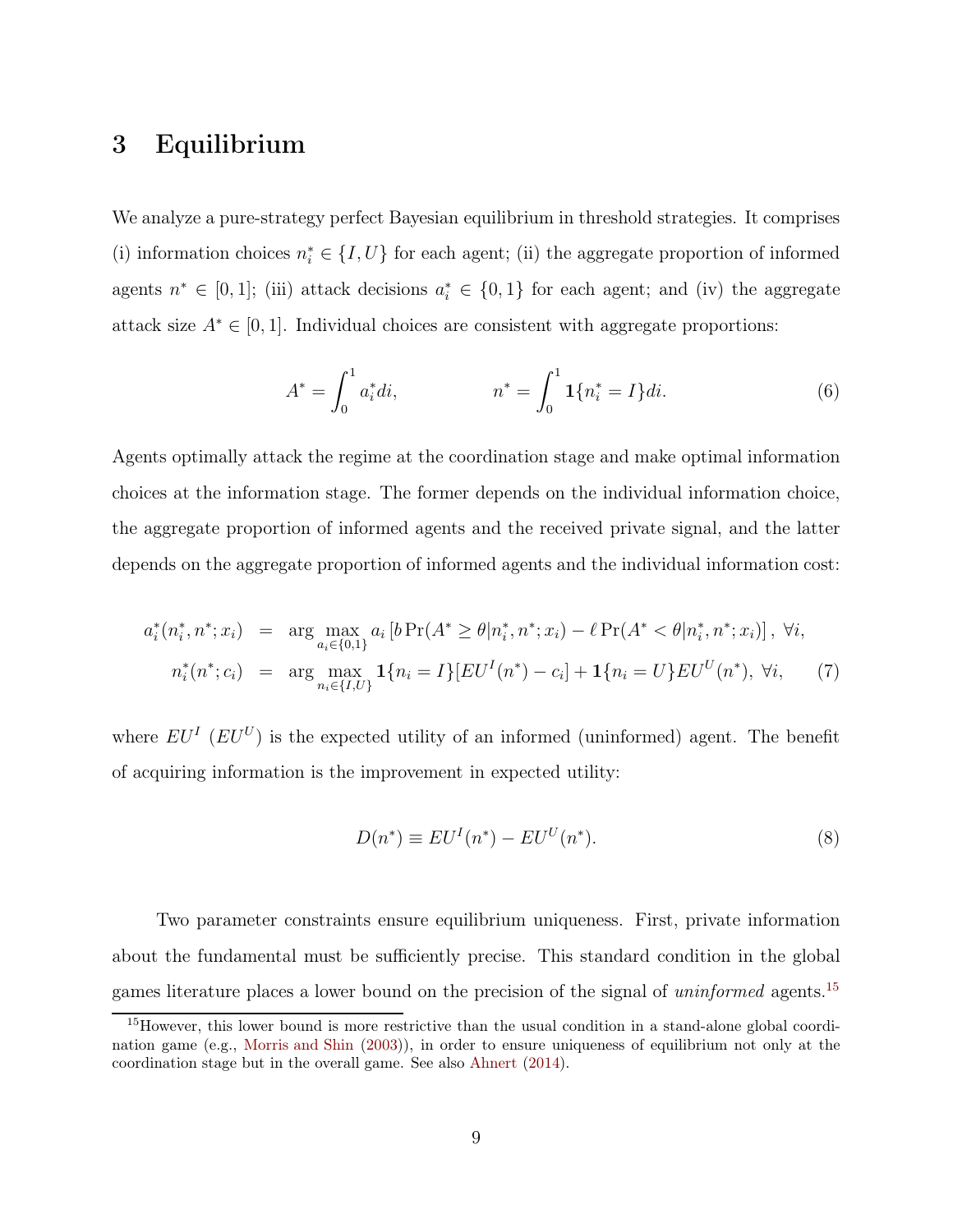# 3 Equilibrium

We analyze a pure-strategy perfect Bayesian equilibrium in threshold strategies. It comprises (i) information choices $n_i^* \in \{I, U\}$ for each agent; (ii) the aggregate proportion of informed agents $n^* \in [0,1]$; (iii) attack decisions $a_i^* \in \{0,1\}$ for each agent; and (iv) the aggregate attack size $A^* \in [0,1]$. Individual choices are consistent with aggregate proportions:

$$A^* = \int_0^1 a_i^* di, \qquad\qquad n^* = \int_0^1 \mathbf{1}\{n_i^* = I\} di. \tag{6}$$

Agents optimally attack the regime at the coordination stage and make optimal information choices at the information stage. The former depends on the individual information choice, the aggregate proportion of informed agents and the received private signal, and the latter depends on the aggregate proportion of informed agents and the individual information cost:

$$\begin{aligned}
a_i^*(n_i^*, n^*; x_i) &= \arg\max_{a_i \in \{0,1\}} a_i \left[ b \Pr(A^* \geq \theta | n_i^*, n^*; x_i) - \ell \Pr(A^* < \theta | n_i^*, n^*; x_i) \right], \ \forall i, \\
n_i^*(n^*; c_i) &= \arg\max_{n_i \in \{I,U\}} \mathbf{1}\{n_i = I\}[EU^I(n^*) - c_i] + \mathbf{1}\{n_i = U\} EU^U(n^*), \ \forall i,
\end{aligned} \tag{7}$$

where $EU^I$ ($EU^U$) is the expected utility of an informed (uninformed) agent. The benefit of acquiring information is the improvement in expected utility:

$$D(n^*) \equiv EU^I(n^*) - EU^U(n^*). \tag{8}$$

Two parameter constraints ensure equilibrium uniqueness. First, private information about the fundamental must be sufficiently precise. This standard condition in the global games literature places a lower bound on the precision of the signal of *uninformed* agents.[15]

[15] However, this lower bound is more restrictive than the usual condition in a stand-alone global coordination game (e.g., Morris and Shin (2003)), in order to ensure uniqueness of equilibrium not only at the coordination stage but in the overall game. See also Ahnert (2014).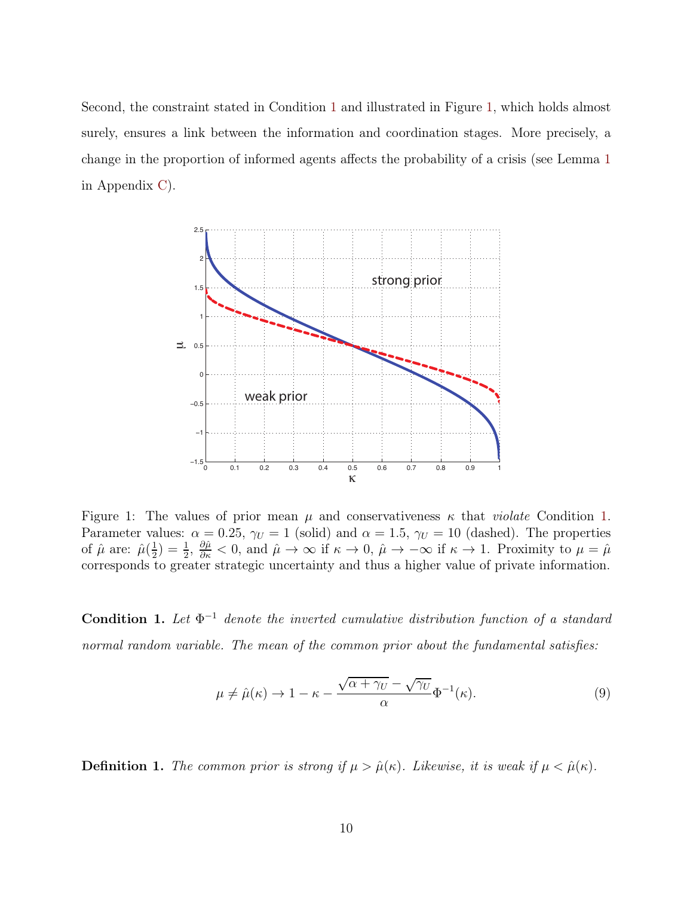Second, the constraint stated in Condition 1 and illustrated in Figure 1, which holds almost surely, ensures a link between the information and coordination stages. More precisely, a change in the proportion of informed agents affects the probability of a crisis (see Lemma 1 in Appendix C).

Figure 1: The values of prior mean $\mu$ and conservativeness $\kappa$ that *violate* Condition 1. Parameter values: $\alpha = 0.25$, $\gamma_U = 1$ (solid) and $\alpha = 1.5$, $\gamma_U = 10$ (dashed). The properties of $\hat{\mu}$ are: $\hat{\mu}(\frac{1}{2}) = \frac{1}{2}$, $\frac{\partial \hat{\mu}}{\partial \kappa} < 0$, and $\hat{\mu} \to \infty$ if $\kappa \to 0$, $\hat{\mu} \to -\infty$ if $\kappa \to 1$. Proximity to $\mu = \hat{\mu}$ corresponds to greater strategic uncertainty and thus a higher value of private information.

**Condition 1.** *Let $\Phi^{-1}$ denote the inverted cumulative distribution function of a standard normal random variable. The mean of the common prior about the fundamental satisfies:*

$$\mu \neq \hat{\mu}(\kappa) \to 1 - \kappa - \frac{\sqrt{\alpha + \gamma_U} - \sqrt{\gamma_U}}{\alpha} \Phi^{-1}(\kappa). \tag{9}$$

**Definition 1.** *The common prior is strong if $\mu > \hat{\mu}(\kappa)$. Likewise, it is weak if $\mu < \hat{\mu}(\kappa)$.*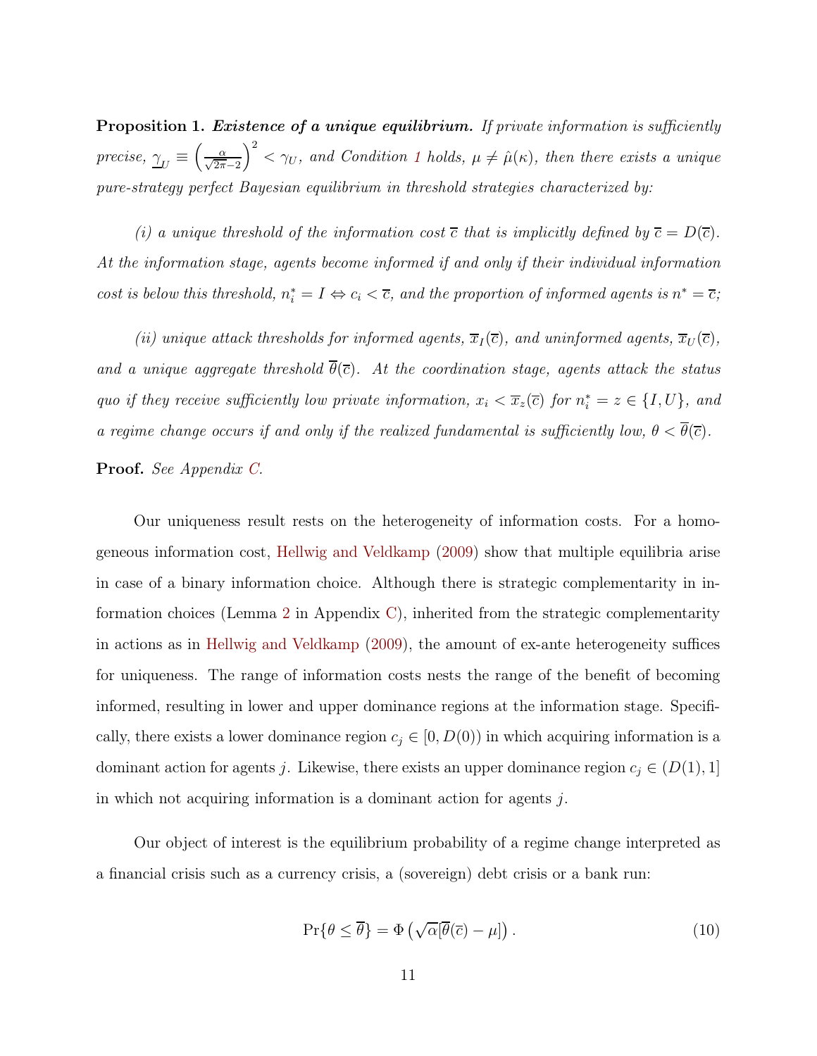**Proposition 1.** ***Existence of a unique equilibrium.*** *If private information is sufficiently precise, $\underline{\gamma}_U \equiv \left(\frac{\alpha}{\sqrt{2\pi}-2}\right)^2 < \gamma_U$, and Condition 1 holds, $\mu \neq \hat{\mu}(\kappa)$, then there exists a unique pure-strategy perfect Bayesian equilibrium in threshold strategies characterized by:*

*(i) a unique threshold of the information cost $\overline{c}$ that is implicitly defined by $\overline{c} = D(\overline{c})$. At the information stage, agents become informed if and only if their individual information cost is below this threshold, $n_i^* = I \Leftrightarrow c_i < \overline{c}$, and the proportion of informed agents is $n^* = \overline{c}$;*

*(ii) unique attack thresholds for informed agents, $\overline{x}_I(\overline{c})$, and uninformed agents, $\overline{x}_U(\overline{c})$, and a unique aggregate threshold $\overline{\theta}(\overline{c})$. At the coordination stage, agents attack the status quo if they receive sufficiently low private information, $x_i < \overline{x}_z(\overline{c})$ for $n_i^* = z \in \{I, U\}$, and a regime change occurs if and only if the realized fundamental is sufficiently low, $\theta < \overline{\theta}(\overline{c})$.*

**Proof.** *See Appendix C.*

Our uniqueness result rests on the heterogeneity of information costs. For a homogeneous information cost, Hellwig and Veldkamp (2009) show that multiple equilibria arise in case of a binary information choice. Although there is strategic complementarity in information choices (Lemma 2 in Appendix C), inherited from the strategic complementarity in actions as in Hellwig and Veldkamp (2009), the amount of ex-ante heterogeneity suffices for uniqueness. The range of information costs nests the range of the benefit of becoming informed, resulting in lower and upper dominance regions at the information stage. Specifically, there exists a lower dominance region $c_j \in [0, D(0))$ in which acquiring information is a dominant action for agents $j$. Likewise, there exists an upper dominance region $c_j \in (D(1), 1]$ in which not acquiring information is a dominant action for agents $j$.

Our object of interest is the equilibrium probability of a regime change interpreted as a financial crisis such as a currency crisis, a (sovereign) debt crisis or a bank run:

$$\Pr\{\theta \leq \overline{\theta}\} = \Phi\left(\sqrt{\alpha}[\overline{\theta}(\overline{c}) - \mu]\right). \tag{10}$$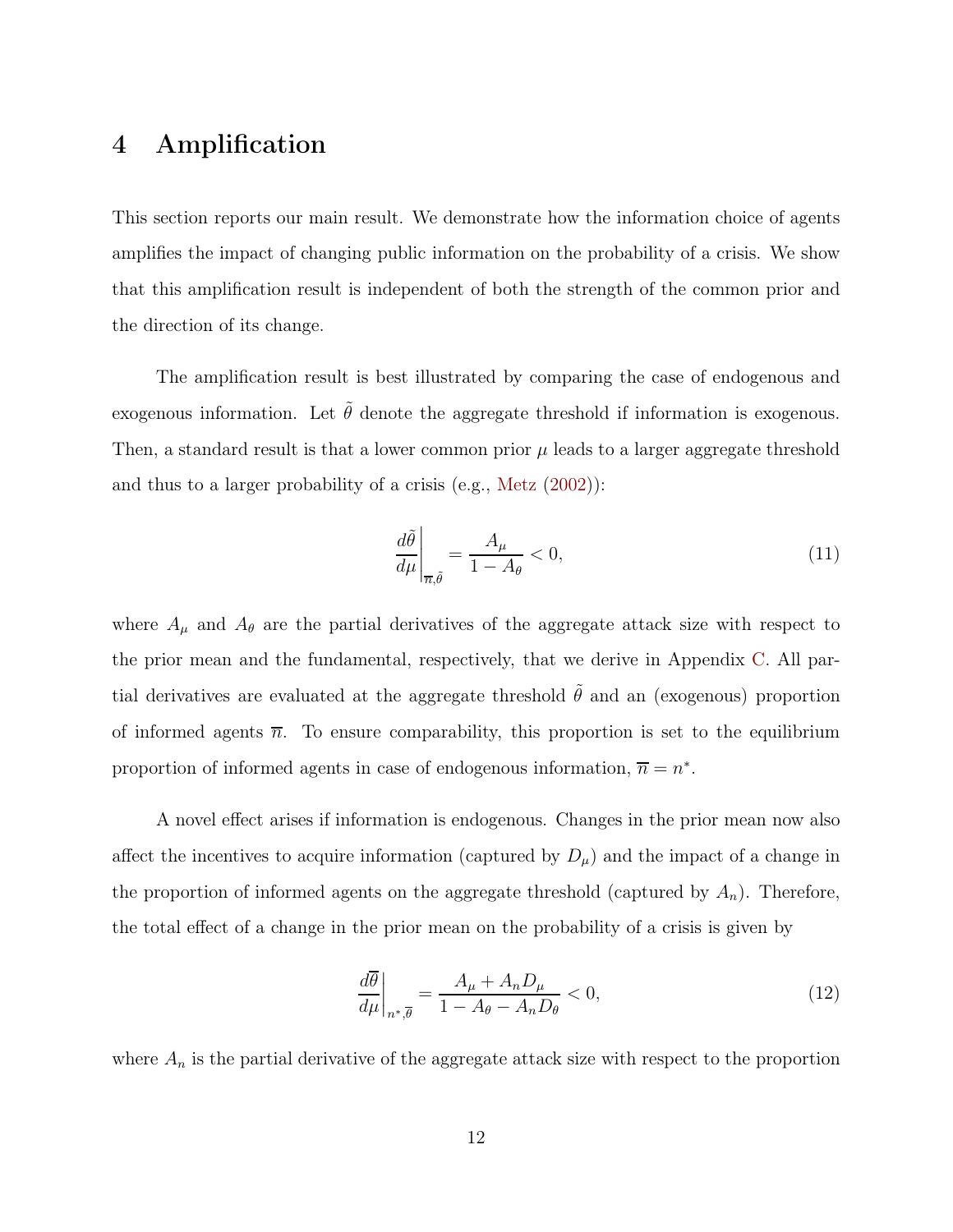# 4 Amplification

This section reports our main result. We demonstrate how the information choice of agents amplifies the impact of changing public information on the probability of a crisis. We show that this amplification result is independent of both the strength of the common prior and the direction of its change.

The amplification result is best illustrated by comparing the case of endogenous and exogenous information. Let $\tilde{\theta}$ denote the aggregate threshold if information is exogenous. Then, a standard result is that a lower common prior $\mu$ leads to a larger aggregate threshold and thus to a larger probability of a crisis (e.g., Metz (2002)):

$$\left.\frac{d\tilde{\theta}}{d\mu}\right|_{\overline{n},\tilde{\theta}} = \frac{A_\mu}{1 - A_\theta} < 0, \tag{11}$$

where $A_\mu$ and $A_\theta$ are the partial derivatives of the aggregate attack size with respect to the prior mean and the fundamental, respectively, that we derive in Appendix C. All partial derivatives are evaluated at the aggregate threshold $\tilde{\theta}$ and an (exogenous) proportion of informed agents $\overline{n}$. To ensure comparability, this proportion is set to the equilibrium proportion of informed agents in case of endogenous information, $\overline{n} = n^*$.

A novel effect arises if information is endogenous. Changes in the prior mean now also affect the incentives to acquire information (captured by $D_\mu$) and the impact of a change in the proportion of informed agents on the aggregate threshold (captured by $A_n$). Therefore, the total effect of a change in the prior mean on the probability of a crisis is given by

$$\left.\frac{d\overline{\theta}}{d\mu}\right|_{n^*,\overline{\theta}} = \frac{A_\mu + A_n D_\mu}{1 - A_\theta - A_n D_\theta} < 0, \tag{12}$$

where $A_n$ is the partial derivative of the aggregate attack size with respect to the proportion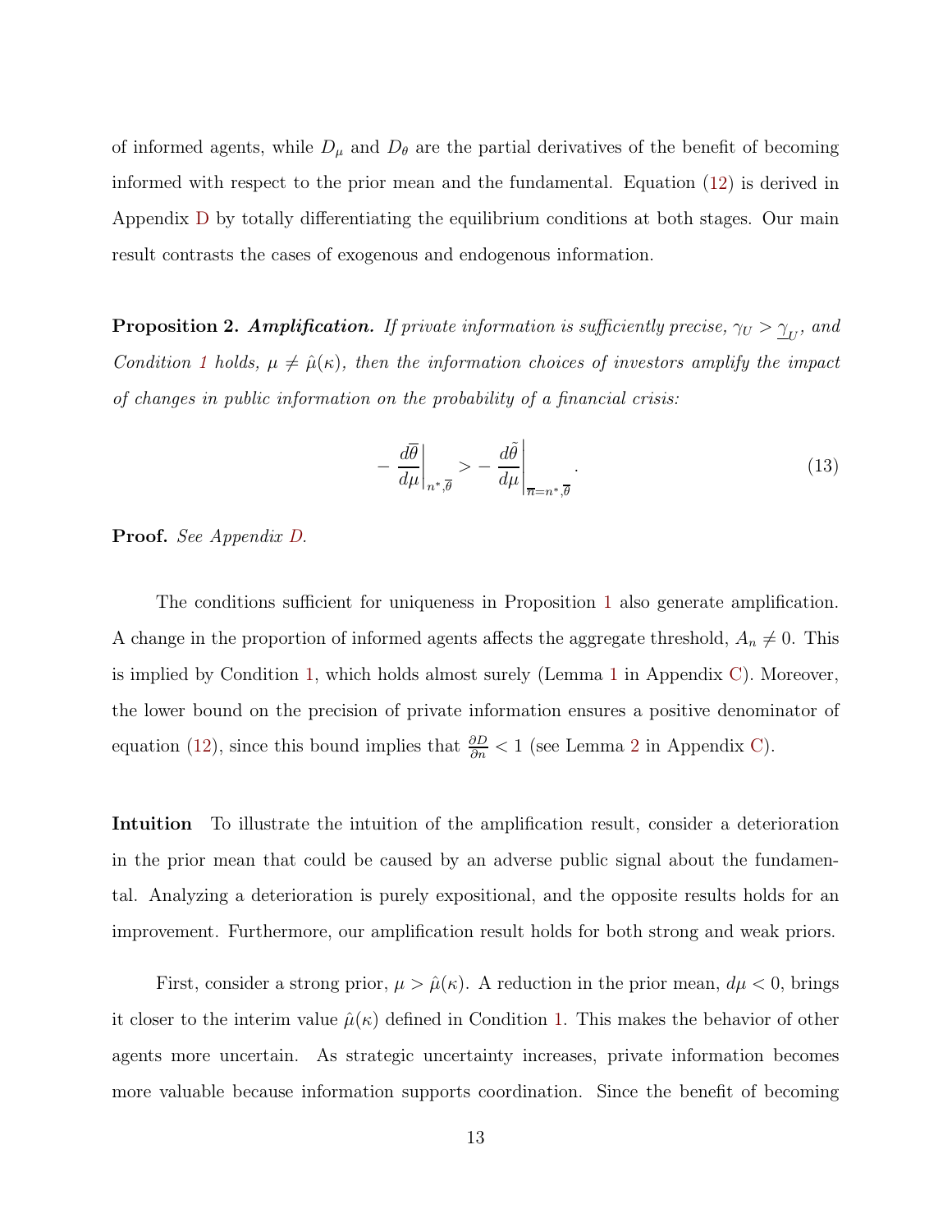of informed agents, while $D_\mu$ and $D_\theta$ are the partial derivatives of the benefit of becoming informed with respect to the prior mean and the fundamental. Equation (12) is derived in Appendix D by totally differentiating the equilibrium conditions at both stages. Our main result contrasts the cases of exogenous and endogenous information.

**Proposition 2.** ***Amplification.*** *If private information is sufficiently precise, $\gamma_U > \underline{\gamma}_U$, and Condition 1 holds, $\mu \neq \hat{\mu}(\kappa)$, then the information choices of investors amplify the impact of changes in public information on the probability of a financial crisis:*

$$- \left.\frac{d\overline{\theta}}{d\mu}\right|_{n^*,\overline{\theta}} > - \left.\frac{d\tilde{\theta}}{d\mu}\right|_{\overline{n}=n^*,\overline{\theta}}. \tag{13}$$

**Proof.** *See Appendix D.*

The conditions sufficient for uniqueness in Proposition 1 also generate amplification. A change in the proportion of informed agents affects the aggregate threshold, $A_n \neq 0$. This is implied by Condition 1, which holds almost surely (Lemma 1 in Appendix C). Moreover, the lower bound on the precision of private information ensures a positive denominator of equation (12), since this bound implies that $\frac{\partial D}{\partial n} < 1$ (see Lemma 2 in Appendix C).

**Intuition** To illustrate the intuition of the amplification result, consider a deterioration in the prior mean that could be caused by an adverse public signal about the fundamental. Analyzing a deterioration is purely expositional, and the opposite results holds for an improvement. Furthermore, our amplification result holds for both strong and weak priors.

First, consider a strong prior, $\mu > \hat{\mu}(\kappa)$. A reduction in the prior mean, $d\mu < 0$, brings it closer to the interim value $\hat{\mu}(\kappa)$ defined in Condition 1. This makes the behavior of other agents more uncertain. As strategic uncertainty increases, private information becomes more valuable because information supports coordination. Since the benefit of becoming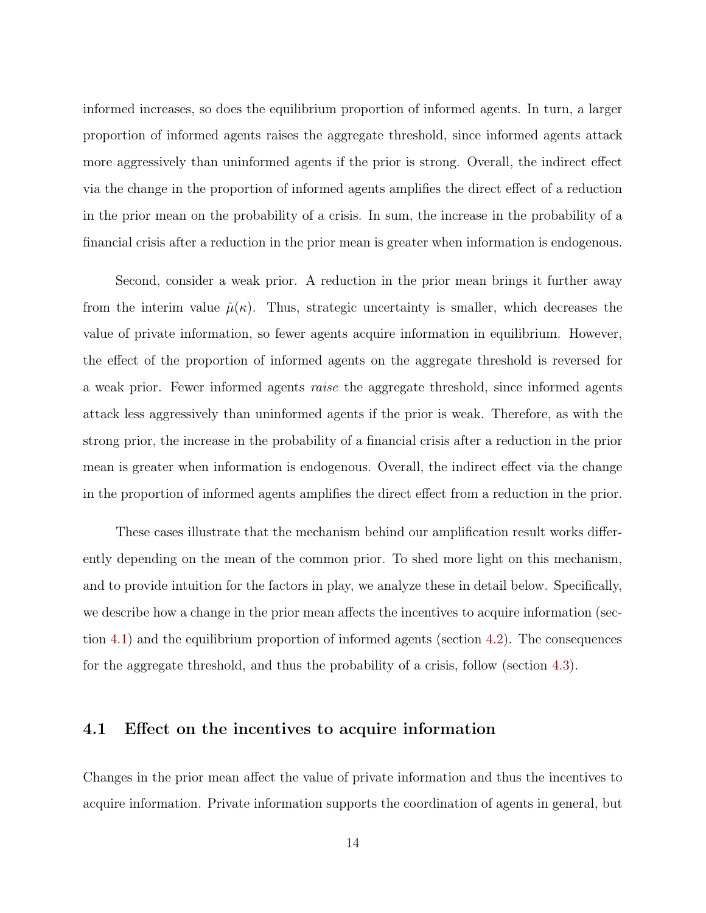informed increases, so does the equilibrium proportion of informed agents. In turn, a larger proportion of informed agents raises the aggregate threshold, since informed agents attack more aggressively than uninformed agents if the prior is strong. Overall, the indirect effect via the change in the proportion of informed agents amplifies the direct effect of a reduction in the prior mean on the probability of a crisis. In sum, the increase in the probability of a financial crisis after a reduction in the prior mean is greater when information is endogenous.

Second, consider a weak prior. A reduction in the prior mean brings it further away from the interim value $\hat{\mu}(\kappa)$. Thus, strategic uncertainty is smaller, which decreases the value of private information, so fewer agents acquire information in equilibrium. However, the effect of the proportion of informed agents on the aggregate threshold is reversed for a weak prior. Fewer informed agents *raise* the aggregate threshold, since informed agents attack less aggressively than uninformed agents if the prior is weak. Therefore, as with the strong prior, the increase in the probability of a financial crisis after a reduction in the prior mean is greater when information is endogenous. Overall, the indirect effect via the change in the proportion of informed agents amplifies the direct effect from a reduction in the prior.

These cases illustrate that the mechanism behind our amplification result works differently depending on the mean of the common prior. To shed more light on this mechanism, and to provide intuition for the factors in play, we analyze these in detail below. Specifically, we describe how a change in the prior mean affects the incentives to acquire information (section 4.1) and the equilibrium proportion of informed agents (section 4.2). The consequences for the aggregate threshold, and thus the probability of a crisis, follow (section 4.3).

## 4.1 Effect on the incentives to acquire information

Changes in the prior mean affect the value of private information and thus the incentives to acquire information. Private information supports the coordination of agents in general, but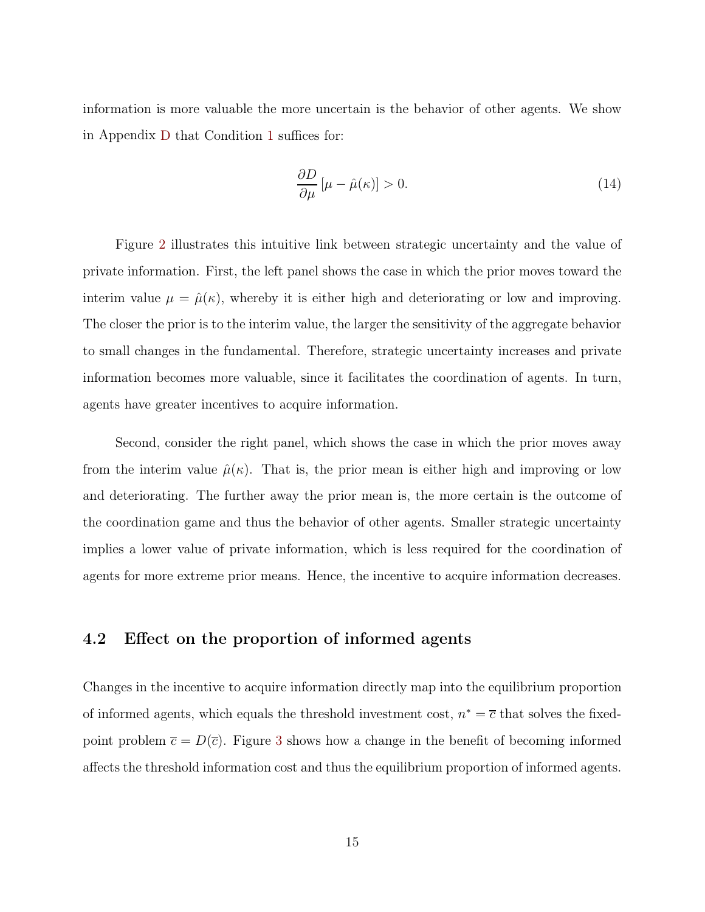information is more valuable the more uncertain is the behavior of other agents. We show in Appendix D that Condition 1 suffices for:

$$\frac{\partial D}{\partial \mu}\left[\mu - \hat{\mu}(\kappa)\right] > 0. \tag{14}$$

Figure 2 illustrates this intuitive link between strategic uncertainty and the value of private information. First, the left panel shows the case in which the prior moves toward the interim value $\mu = \hat{\mu}(\kappa)$, whereby it is either high and deteriorating or low and improving. The closer the prior is to the interim value, the larger the sensitivity of the aggregate behavior to small changes in the fundamental. Therefore, strategic uncertainty increases and private information becomes more valuable, since it facilitates the coordination of agents. In turn, agents have greater incentives to acquire information.

Second, consider the right panel, which shows the case in which the prior moves away from the interim value $\hat{\mu}(\kappa)$. That is, the prior mean is either high and improving or low and deteriorating. The further away the prior mean is, the more certain is the outcome of the coordination game and thus the behavior of other agents. Smaller strategic uncertainty implies a lower value of private information, which is less required for the coordination of agents for more extreme prior means. Hence, the incentive to acquire information decreases.

## 4.2 Effect on the proportion of informed agents

Changes in the incentive to acquire information directly map into the equilibrium proportion of informed agents, which equals the threshold investment cost, $n^* = \overline{c}$ that solves the fixed-point problem $\overline{c} = D(\overline{c})$. Figure 3 shows how a change in the benefit of becoming informed affects the threshold information cost and thus the equilibrium proportion of informed agents.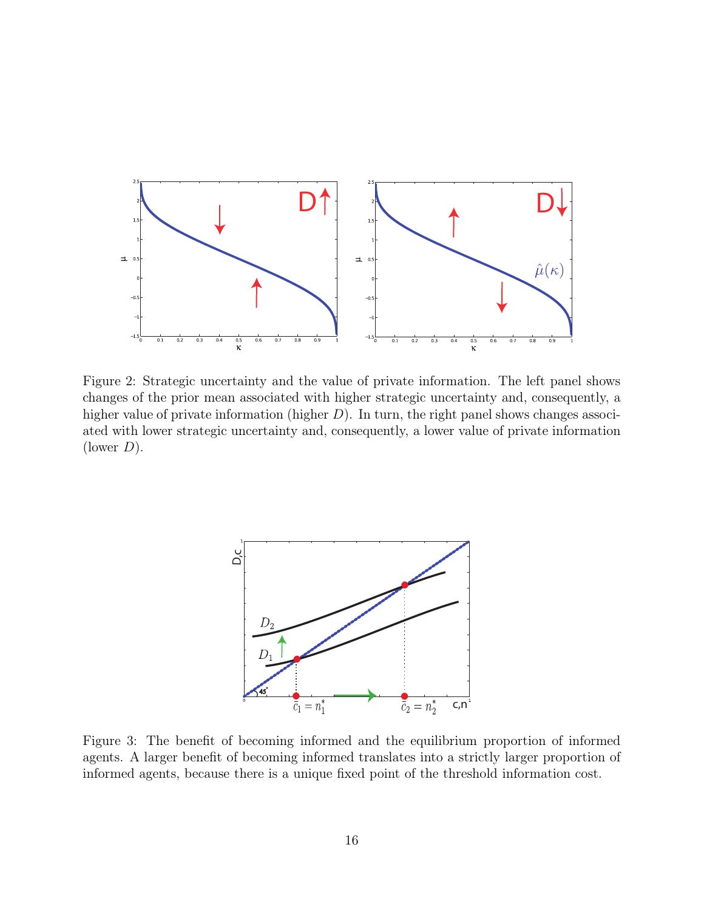Figure 2: Strategic uncertainty and the value of private information. The left panel shows changes of the prior mean associated with higher strategic uncertainty and, consequently, a higher value of private information (higher $D$). In turn, the right panel shows changes associated with lower strategic uncertainty and, consequently, a lower value of private information (lower $D$).

Figure 3: The benefit of becoming informed and the equilibrium proportion of informed agents. A larger benefit of becoming informed translates into a strictly larger proportion of informed agents, because there is a unique fixed point of the threshold information cost.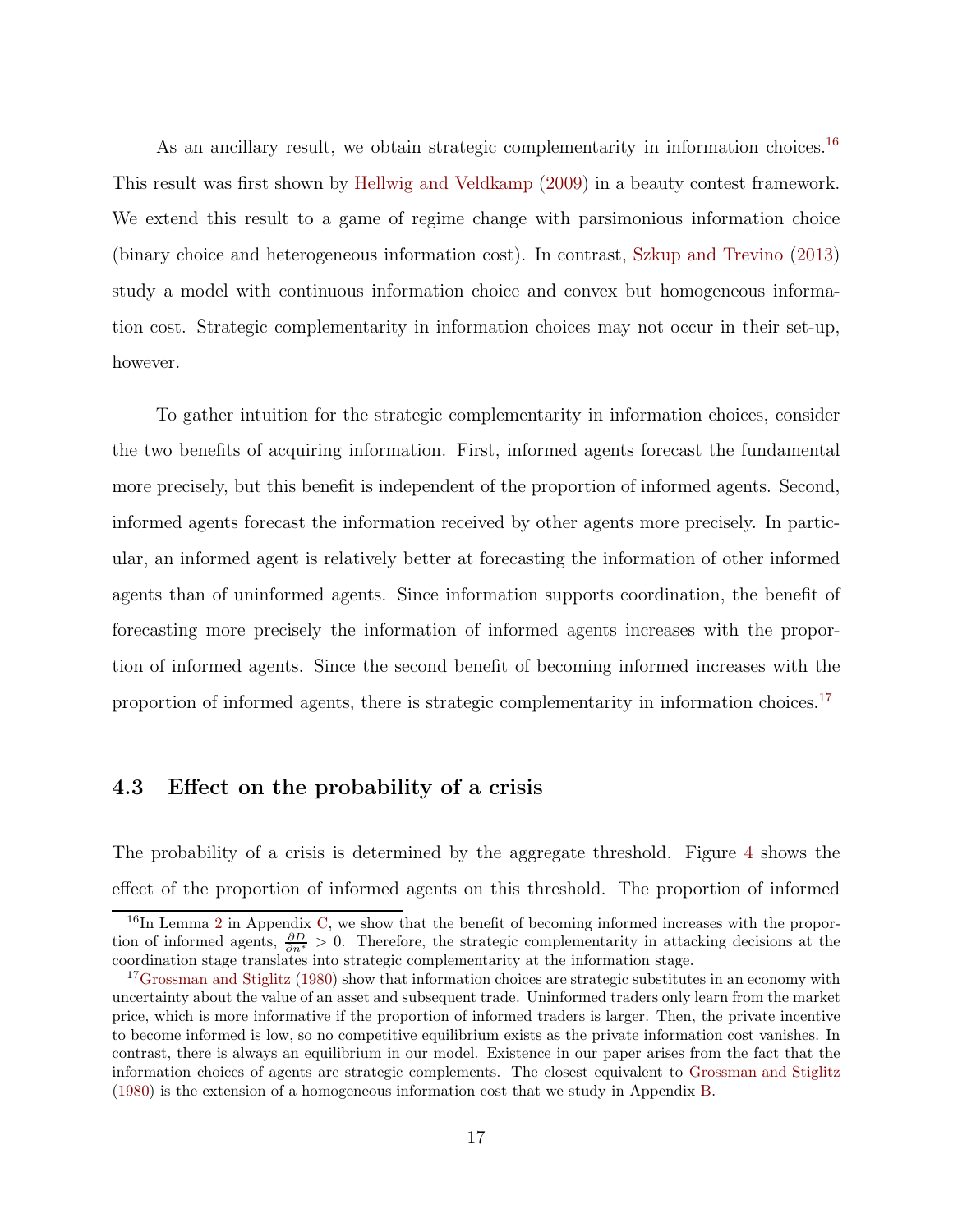As an ancillary result, we obtain strategic complementarity in information choices.[16] This result was first shown by Hellwig and Veldkamp (2009) in a beauty contest framework. We extend this result to a game of regime change with parsimonious information choice (binary choice and heterogeneous information cost). In contrast, Szkup and Trevino (2013) study a model with continuous information choice and convex but homogeneous information cost. Strategic complementarity in information choices may not occur in their set-up, however.

To gather intuition for the strategic complementarity in information choices, consider the two benefits of acquiring information. First, informed agents forecast the fundamental more precisely, but this benefit is independent of the proportion of informed agents. Second, informed agents forecast the information received by other agents more precisely. In particular, an informed agent is relatively better at forecasting the information of other informed agents than of uninformed agents. Since information supports coordination, the benefit of forecasting more precisely the information of informed agents increases with the proportion of informed agents. Since the second benefit of becoming informed increases with the proportion of informed agents, there is strategic complementarity in information choices.[17]

### 4.3 Effect on the probability of a crisis

The probability of a crisis is determined by the aggregate threshold. Figure 4 shows the effect of the proportion of informed agents on this threshold. The proportion of informed

[16] In Lemma 2 in Appendix C, we show that the benefit of becoming informed increases with the proportion of informed agents, $\frac{\partial D}{\partial n^*} > 0$. Therefore, the strategic complementarity in attacking decisions at the coordination stage translates into strategic complementarity at the information stage.

[17] Grossman and Stiglitz (1980) show that information choices are strategic substitutes in an economy with uncertainty about the value of an asset and subsequent trade. Uninformed traders only learn from the market price, which is more informative if the proportion of informed traders is larger. Then, the private incentive to become informed is low, so no competitive equilibrium exists as the private information cost vanishes. In contrast, there is always an equilibrium in our model. Existence in our paper arises from the fact that the information choices of agents are strategic complements. The closest equivalent to Grossman and Stiglitz (1980) is the extension of a homogeneous information cost that we study in Appendix B.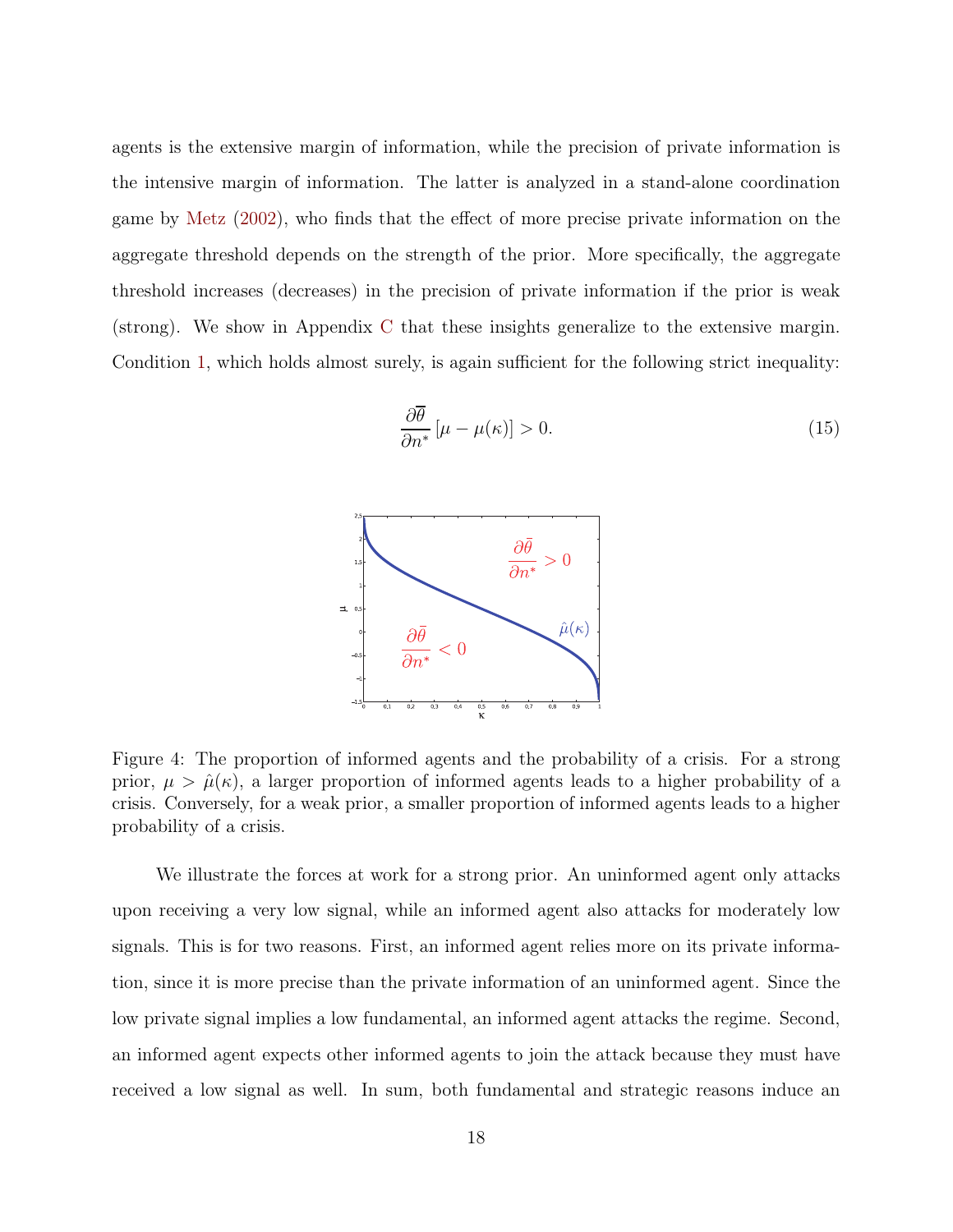agents is the extensive margin of information, while the precision of private information is the intensive margin of information. The latter is analyzed in a stand-alone coordination game by Metz (2002), who finds that the effect of more precise private information on the aggregate threshold depends on the strength of the prior. More specifically, the aggregate threshold increases (decreases) in the precision of private information if the prior is weak (strong). We show in Appendix C that these insights generalize to the extensive margin. Condition 1, which holds almost surely, is again sufficient for the following strict inequality:

$$\frac{\partial \overline{\theta}}{\partial n^*} \left[\mu - \mu(\kappa)\right] > 0. \tag{15}$$

Figure 4: The proportion of informed agents and the probability of a crisis. For a strong prior, $\mu > \hat{\mu}(\kappa)$, a larger proportion of informed agents leads to a higher probability of a crisis. Conversely, for a weak prior, a smaller proportion of informed agents leads to a higher probability of a crisis.

We illustrate the forces at work for a strong prior. An uninformed agent only attacks upon receiving a very low signal, while an informed agent also attacks for moderately low signals. This is for two reasons. First, an informed agent relies more on its private information, since it is more precise than the private information of an uninformed agent. Since the low private signal implies a low fundamental, an informed agent attacks the regime. Second, an informed agent expects other informed agents to join the attack because they must have received a low signal as well. In sum, both fundamental and strategic reasons induce an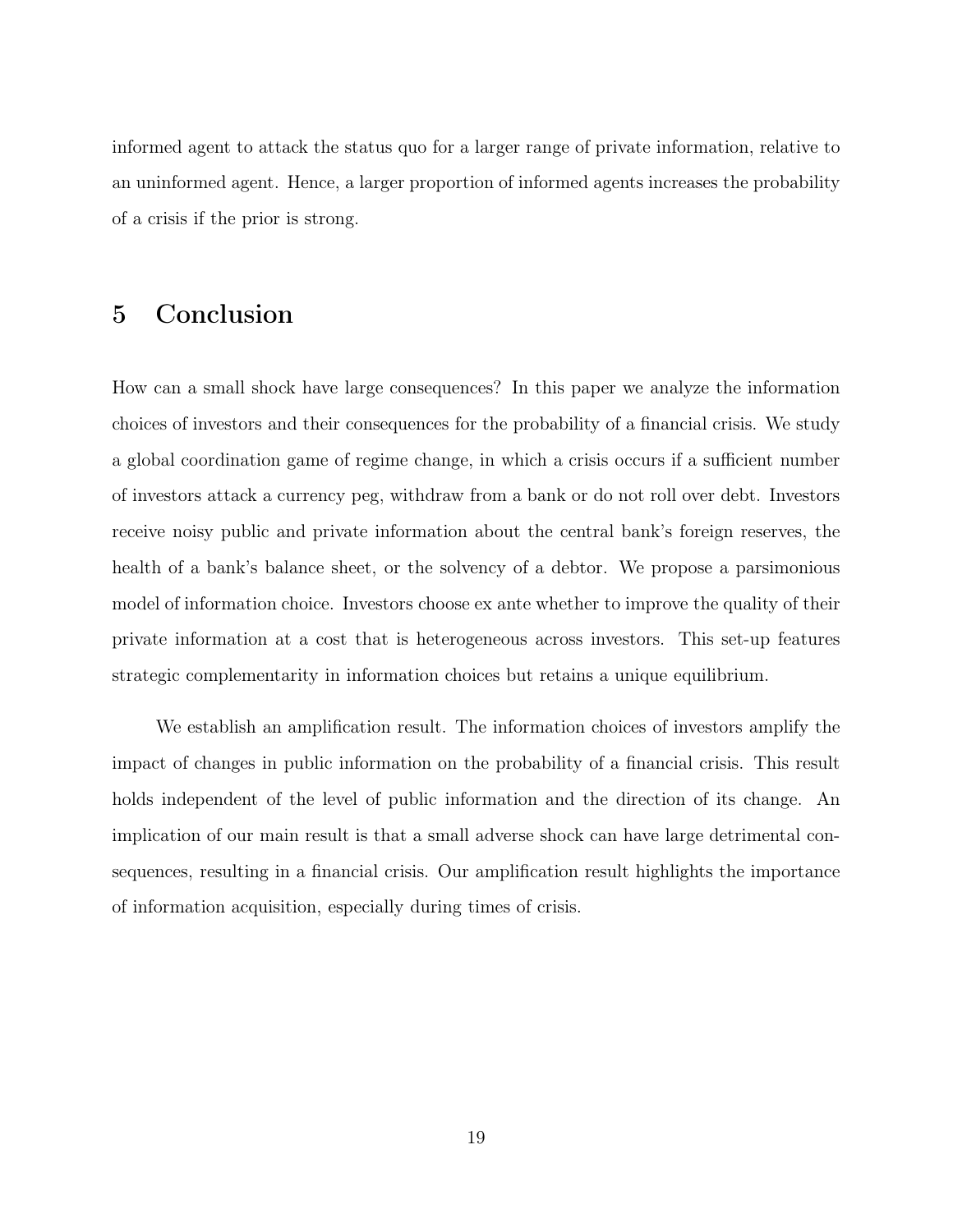informed agent to attack the status quo for a larger range of private information, relative to an uninformed agent. Hence, a larger proportion of informed agents increases the probability of a crisis if the prior is strong.

# 5 Conclusion

How can a small shock have large consequences? In this paper we analyze the information choices of investors and their consequences for the probability of a financial crisis. We study a global coordination game of regime change, in which a crisis occurs if a sufficient number of investors attack a currency peg, withdraw from a bank or do not roll over debt. Investors receive noisy public and private information about the central bank's foreign reserves, the health of a bank's balance sheet, or the solvency of a debtor. We propose a parsimonious model of information choice. Investors choose ex ante whether to improve the quality of their private information at a cost that is heterogeneous across investors. This set-up features strategic complementarity in information choices but retains a unique equilibrium.

We establish an amplification result. The information choices of investors amplify the impact of changes in public information on the probability of a financial crisis. This result holds independent of the level of public information and the direction of its change. An implication of our main result is that a small adverse shock can have large detrimental consequences, resulting in a financial crisis. Our amplification result highlights the importance of information acquisition, especially during times of crisis.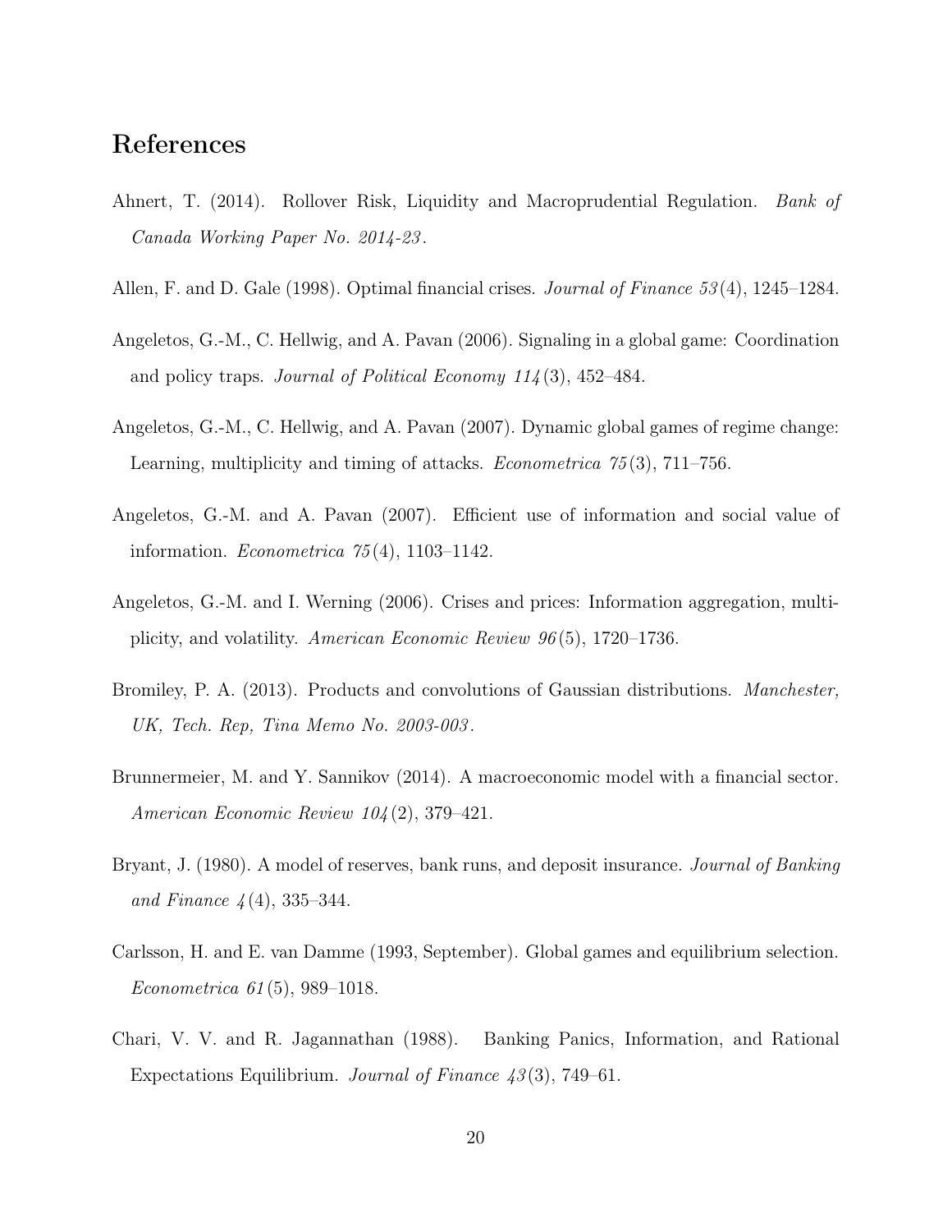# References

Ahnert, T. (2014). Rollover Risk, Liquidity and Macroprudential Regulation. *Bank of Canada Working Paper No. 2014-23*.

Allen, F. and D. Gale (1998). Optimal financial crises. *Journal of Finance 53*(4), 1245–1284.

Angeletos, G.-M., C. Hellwig, and A. Pavan (2006). Signaling in a global game: Coordination and policy traps. *Journal of Political Economy 114*(3), 452–484.

Angeletos, G.-M., C. Hellwig, and A. Pavan (2007). Dynamic global games of regime change: Learning, multiplicity and timing of attacks. *Econometrica 75*(3), 711–756.

Angeletos, G.-M. and A. Pavan (2007). Efficient use of information and social value of information. *Econometrica 75*(4), 1103–1142.

Angeletos, G.-M. and I. Werning (2006). Crises and prices: Information aggregation, multiplicity, and volatility. *American Economic Review 96*(5), 1720–1736.

Bromiley, P. A. (2013). Products and convolutions of Gaussian distributions. *Manchester, UK, Tech. Rep, Tina Memo No. 2003-003*.

Brunnermeier, M. and Y. Sannikov (2014). A macroeconomic model with a financial sector. *American Economic Review 104*(2), 379–421.

Bryant, J. (1980). A model of reserves, bank runs, and deposit insurance. *Journal of Banking and Finance 4*(4), 335–344.

Carlsson, H. and E. van Damme (1993, September). Global games and equilibrium selection. *Econometrica 61*(5), 989–1018.

Chari, V. V. and R. Jagannathan (1988). Banking Panics, Information, and Rational Expectations Equilibrium. *Journal of Finance 43*(3), 749–61.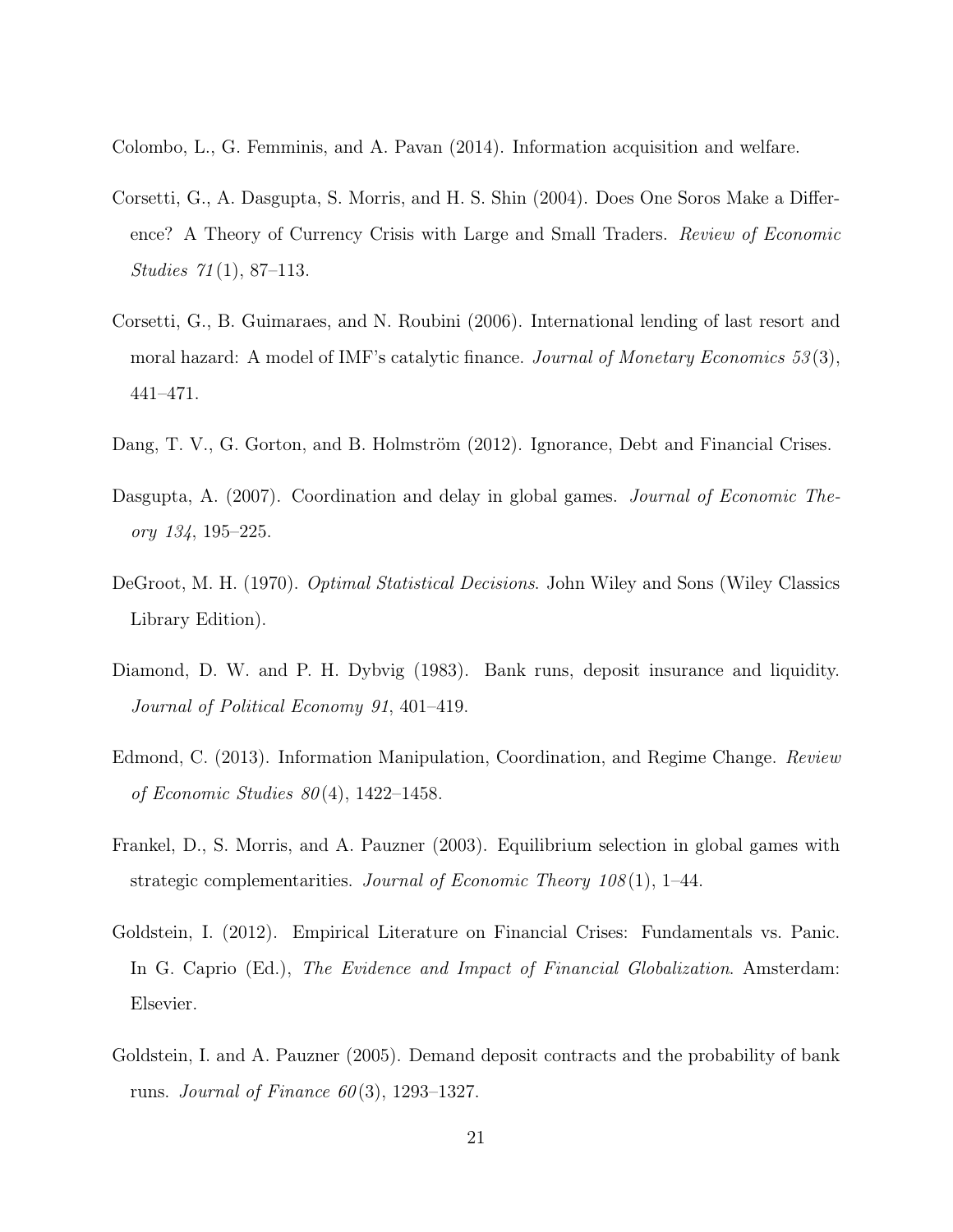Colombo, L., G. Femminis, and A. Pavan (2014). Information acquisition and welfare.

Corsetti, G., A. Dasgupta, S. Morris, and H. S. Shin (2004). Does One Soros Make a Difference? A Theory of Currency Crisis with Large and Small Traders. *Review of Economic Studies 71*(1), 87–113.

Corsetti, G., B. Guimaraes, and N. Roubini (2006). International lending of last resort and moral hazard: A model of IMF's catalytic finance. *Journal of Monetary Economics 53*(3), 441–471.

Dang, T. V., G. Gorton, and B. Holmström (2012). Ignorance, Debt and Financial Crises.

Dasgupta, A. (2007). Coordination and delay in global games. *Journal of Economic Theory 134*, 195–225.

DeGroot, M. H. (1970). *Optimal Statistical Decisions*. John Wiley and Sons (Wiley Classics Library Edition).

Diamond, D. W. and P. H. Dybvig (1983). Bank runs, deposit insurance and liquidity. *Journal of Political Economy 91*, 401–419.

Edmond, C. (2013). Information Manipulation, Coordination, and Regime Change. *Review of Economic Studies 80*(4), 1422–1458.

Frankel, D., S. Morris, and A. Pauzner (2003). Equilibrium selection in global games with strategic complementarities. *Journal of Economic Theory 108*(1), 1–44.

Goldstein, I. (2012). Empirical Literature on Financial Crises: Fundamentals vs. Panic. In G. Caprio (Ed.), *The Evidence and Impact of Financial Globalization*. Amsterdam: Elsevier.

Goldstein, I. and A. Pauzner (2005). Demand deposit contracts and the probability of bank runs. *Journal of Finance 60*(3), 1293–1327.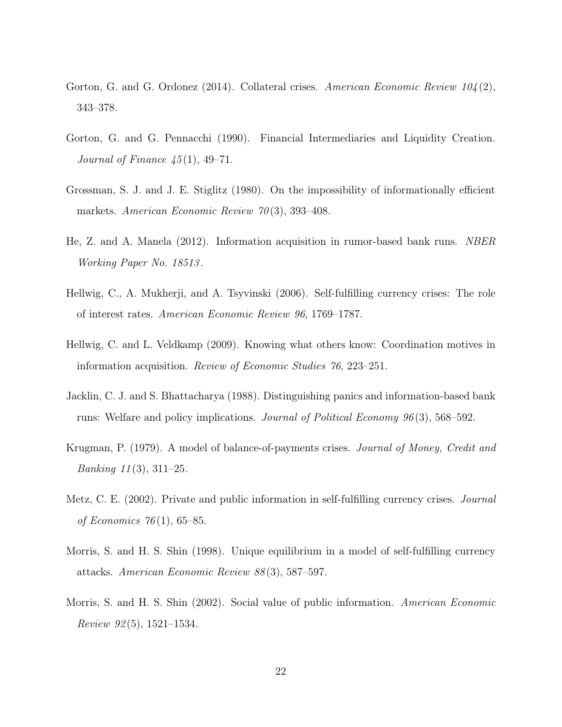Gorton, G. and G. Ordonez (2014). Collateral crises. *American Economic Review 104*(2), 343–378.

Gorton, G. and G. Pennacchi (1990). Financial Intermediaries and Liquidity Creation. *Journal of Finance 45*(1), 49–71.

Grossman, S. J. and J. E. Stiglitz (1980). On the impossibility of informationally efficient markets. *American Economic Review 70*(3), 393–408.

He, Z. and A. Manela (2012). Information acquisition in rumor-based bank runs. *NBER Working Paper No. 18513*.

Hellwig, C., A. Mukherji, and A. Tsyvinski (2006). Self-fulfilling currency crises: The role of interest rates. *American Economic Review 96*, 1769–1787.

Hellwig, C. and L. Veldkamp (2009). Knowing what others know: Coordination motives in information acquisition. *Review of Economic Studies 76*, 223–251.

Jacklin, C. J. and S. Bhattacharya (1988). Distinguishing panics and information-based bank runs: Welfare and policy implications. *Journal of Political Economy 96*(3), 568–592.

Krugman, P. (1979). A model of balance-of-payments crises. *Journal of Money, Credit and Banking 11*(3), 311–25.

Metz, C. E. (2002). Private and public information in self-fulfilling currency crises. *Journal of Economics 76*(1), 65–85.

Morris, S. and H. S. Shin (1998). Unique equilibrium in a model of self-fulfilling currency attacks. *American Economic Review 88*(3), 587–597.

Morris, S. and H. S. Shin (2002). Social value of public information. *American Economic Review 92*(5), 1521–1534.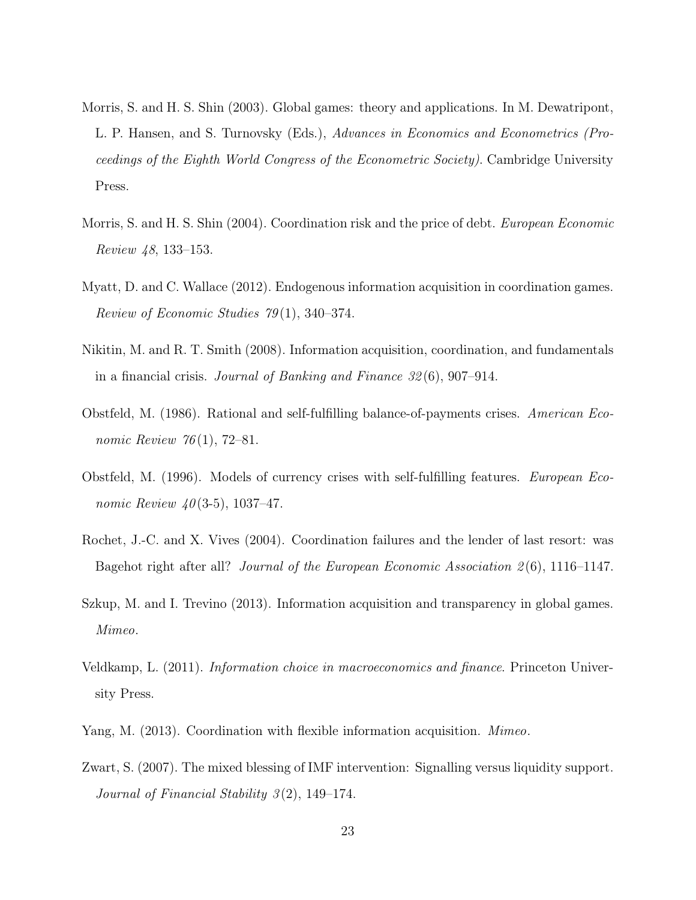Morris, S. and H. S. Shin (2003). Global games: theory and applications. In M. Dewatripont, L. P. Hansen, and S. Turnovsky (Eds.), *Advances in Economics and Econometrics (Proceedings of the Eighth World Congress of the Econometric Society)*. Cambridge University Press.

Morris, S. and H. S. Shin (2004). Coordination risk and the price of debt. *European Economic Review 48*, 133–153.

Myatt, D. and C. Wallace (2012). Endogenous information acquisition in coordination games. *Review of Economic Studies 79*(1), 340–374.

Nikitin, M. and R. T. Smith (2008). Information acquisition, coordination, and fundamentals in a financial crisis. *Journal of Banking and Finance 32*(6), 907–914.

Obstfeld, M. (1986). Rational and self-fulfilling balance-of-payments crises. *American Economic Review 76*(1), 72–81.

Obstfeld, M. (1996). Models of currency crises with self-fulfilling features. *European Economic Review 40*(3-5), 1037–47.

Rochet, J.-C. and X. Vives (2004). Coordination failures and the lender of last resort: was Bagehot right after all? *Journal of the European Economic Association 2*(6), 1116–1147.

Szkup, M. and I. Trevino (2013). Information acquisition and transparency in global games. *Mimeo*.

Veldkamp, L. (2011). *Information choice in macroeconomics and finance*. Princeton University Press.

Yang, M. (2013). Coordination with flexible information acquisition. *Mimeo*.

Zwart, S. (2007). The mixed blessing of IMF intervention: Signalling versus liquidity support. *Journal of Financial Stability 3*(2), 149–174.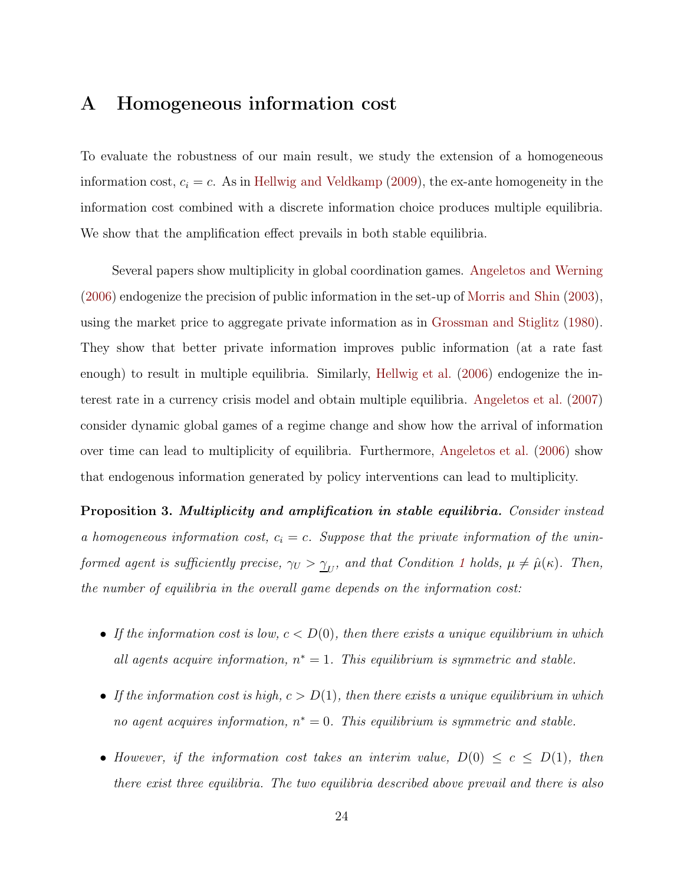# A Homogeneous information cost

To evaluate the robustness of our main result, we study the extension of a homogeneous information cost, $c_i = c$. As in Hellwig and Veldkamp (2009), the ex-ante homogeneity in the information cost combined with a discrete information choice produces multiple equilibria. We show that the amplification effect prevails in both stable equilibria.

Several papers show multiplicity in global coordination games. Angeletos and Werning (2006) endogenize the precision of public information in the set-up of Morris and Shin (2003), using the market price to aggregate private information as in Grossman and Stiglitz (1980). They show that better private information improves public information (at a rate fast enough) to result in multiple equilibria. Similarly, Hellwig et al. (2006) endogenize the interest rate in a currency crisis model and obtain multiple equilibria. Angeletos et al. (2007) consider dynamic global games of a regime change and show how the arrival of information over time can lead to multiplicity of equilibria. Furthermore, Angeletos et al. (2006) show that endogenous information generated by policy interventions can lead to multiplicity.

**Proposition 3.** ***Multiplicity and amplification in stable equilibria.*** *Consider instead a homogeneous information cost, $c_i = c$. Suppose that the private information of the uninformed agent is sufficiently precise, $\gamma_U > \underline{\gamma}_U$, and that Condition 1 holds, $\mu \neq \hat{\mu}(\kappa)$. Then, the number of equilibria in the overall game depends on the information cost:*

- *If the information cost is low, $c < D(0)$, then there exists a unique equilibrium in which all agents acquire information, $n^* = 1$. This equilibrium is symmetric and stable.*
- *If the information cost is high, $c > D(1)$, then there exists a unique equilibrium in which no agent acquires information, $n^* = 0$. This equilibrium is symmetric and stable.*
- *However, if the information cost takes an interim value, $D(0) \leq c \leq D(1)$, then there exist three equilibria. The two equilibria described above prevail and there is also*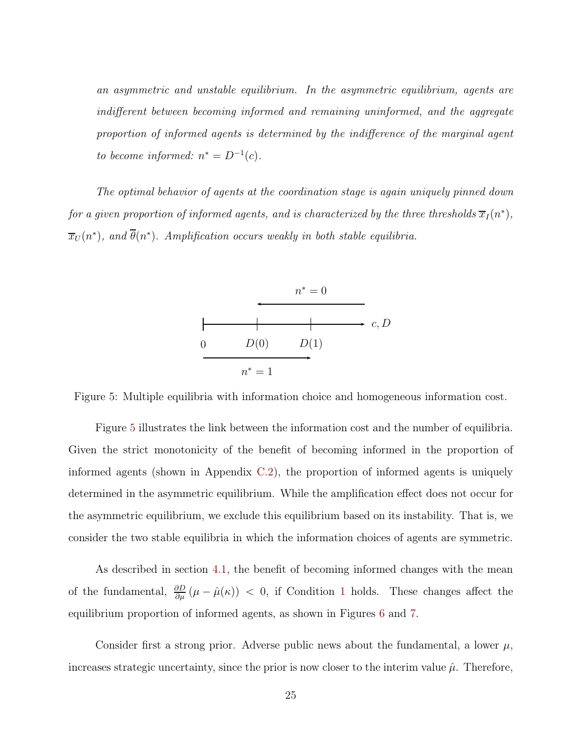*an asymmetric and unstable equilibrium. In the asymmetric equilibrium, agents are indifferent between becoming informed and remaining uninformed, and the aggregate proportion of informed agents is determined by the indifference of the marginal agent to become informed:* $n^* = D^{-1}(c)$.

*The optimal behavior of agents at the coordination stage is again uniquely pinned down for a given proportion of informed agents, and is characterized by the three thresholds* $\overline{x}_I(n^*)$, $\overline{x}_U(n^*)$, *and* $\overline{\theta}(n^*)$. *Amplification occurs weakly in both stable equilibria.*

Figure 5: Multiple equilibria with information choice and homogeneous information cost.

Figure 5 illustrates the link between the information cost and the number of equilibria. Given the strict monotonicity of the benefit of becoming informed in the proportion of informed agents (shown in Appendix C.2), the proportion of informed agents is uniquely determined in the asymmetric equilibrium. While the amplification effect does not occur for the asymmetric equilibrium, we exclude this equilibrium based on its instability. That is, we consider the two stable equilibria in which the information choices of agents are symmetric.

As described in section 4.1, the benefit of becoming informed changes with the mean of the fundamental, $\frac{\partial D}{\partial \mu}(\mu - \hat{\mu}(\kappa)) < 0$, if Condition 1 holds. These changes affect the equilibrium proportion of informed agents, as shown in Figures 6 and 7.

Consider first a strong prior. Adverse public news about the fundamental, a lower $\mu$, increases strategic uncertainty, since the prior is now closer to the interim value $\hat{\mu}$. Therefore,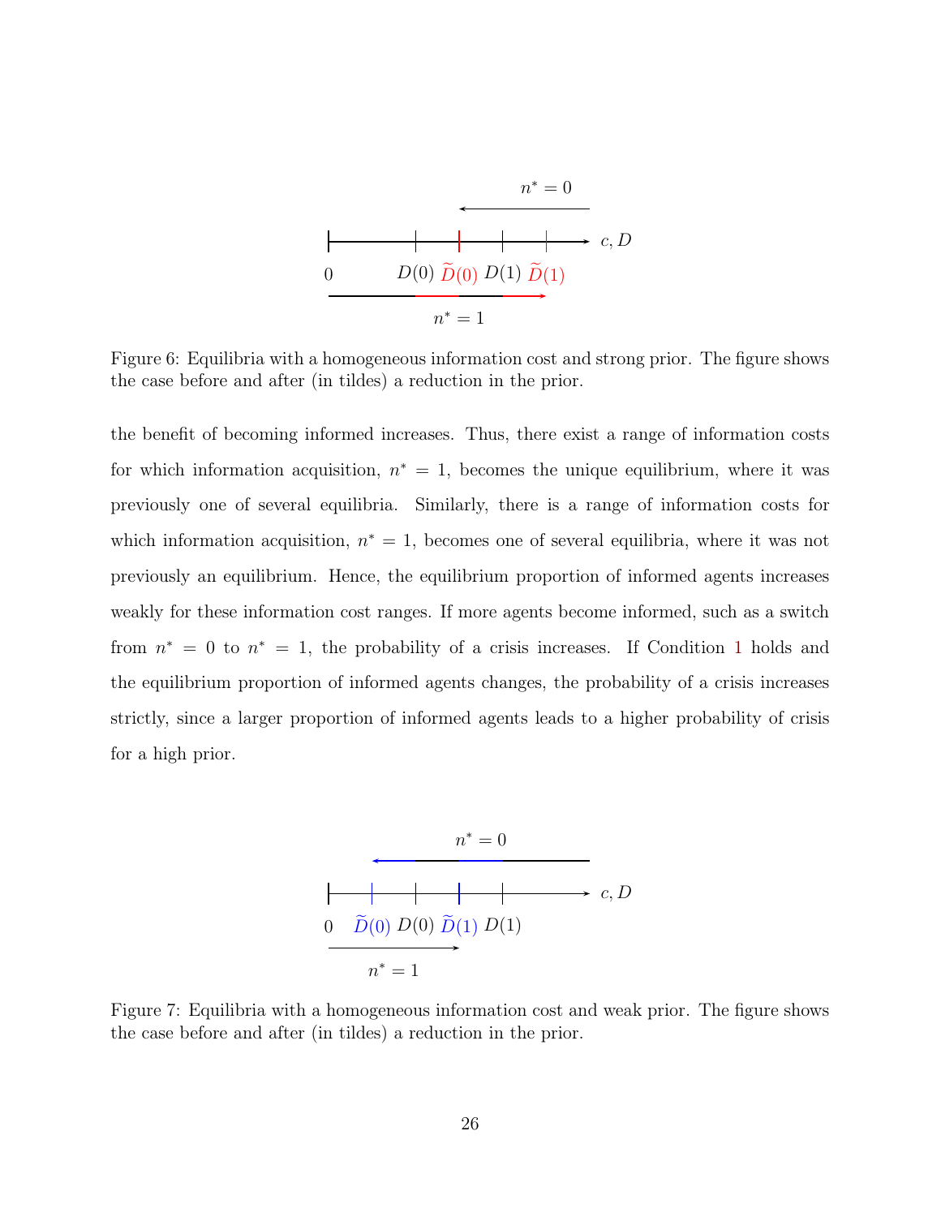Figure 6: Equilibria with a homogeneous information cost and strong prior. The figure shows the case before and after (in tildes) a reduction in the prior.

the benefit of becoming informed increases. Thus, there exist a range of information costs for which information acquisition, $n^* = 1$, becomes the unique equilibrium, where it was previously one of several equilibria. Similarly, there is a range of information costs for which information acquisition, $n^* = 1$, becomes one of several equilibria, where it was not previously an equilibrium. Hence, the equilibrium proportion of informed agents increases weakly for these information cost ranges. If more agents become informed, such as a switch from $n^* = 0$ to $n^* = 1$, the probability of a crisis increases. If Condition 1 holds and the equilibrium proportion of informed agents changes, the probability of a crisis increases strictly, since a larger proportion of informed agents leads to a higher probability of crisis for a high prior.

Figure 7: Equilibria with a homogeneous information cost and weak prior. The figure shows the case before and after (in tildes) a reduction in the prior.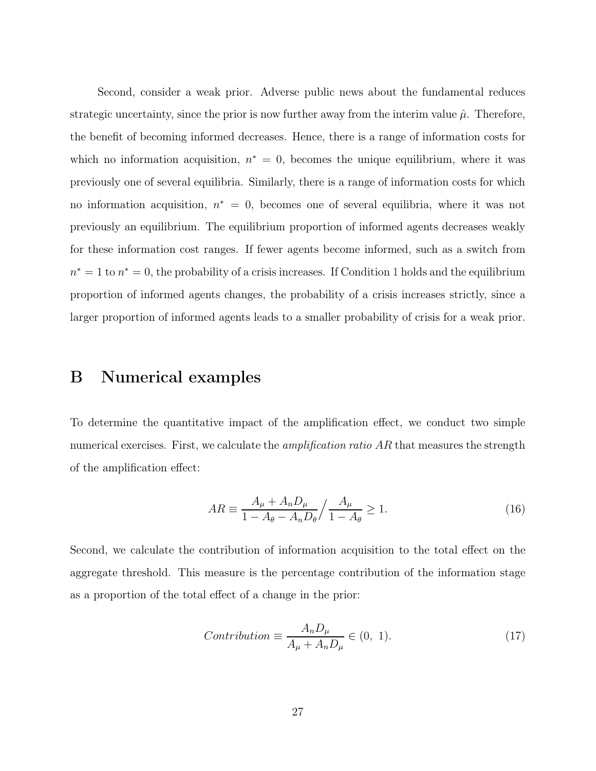Second, consider a weak prior. Adverse public news about the fundamental reduces strategic uncertainty, since the prior is now further away from the interim value $\hat{\mu}$. Therefore, the benefit of becoming informed decreases. Hence, there is a range of information costs for which no information acquisition, $n^* = 0$, becomes the unique equilibrium, where it was previously one of several equilibria. Similarly, there is a range of information costs for which no information acquisition, $n^* = 0$, becomes one of several equilibria, where it was not previously an equilibrium. The equilibrium proportion of informed agents decreases weakly for these information cost ranges. If fewer agents become informed, such as a switch from $n^* = 1$ to $n^* = 0$, the probability of a crisis increases. If Condition 1 holds and the equilibrium proportion of informed agents changes, the probability of a crisis increases strictly, since a larger proportion of informed agents leads to a smaller probability of crisis for a weak prior.

# B Numerical examples

To determine the quantitative impact of the amplification effect, we conduct two simple numerical exercises. First, we calculate the *amplification ratio AR* that measures the strength of the amplification effect:

$$AR \equiv \frac{A_\mu + A_n D_\mu}{1 - A_\theta - A_n D_\theta} \Big/ \frac{A_\mu}{1 - A_\theta} \geq 1. \tag{16}$$

Second, we calculate the contribution of information acquisition to the total effect on the aggregate threshold. This measure is the percentage contribution of the information stage as a proportion of the total effect of a change in the prior:

$$Contribution \equiv \frac{A_n D_\mu}{A_\mu + A_n D_\mu} \in (0,\ 1). \tag{17}$$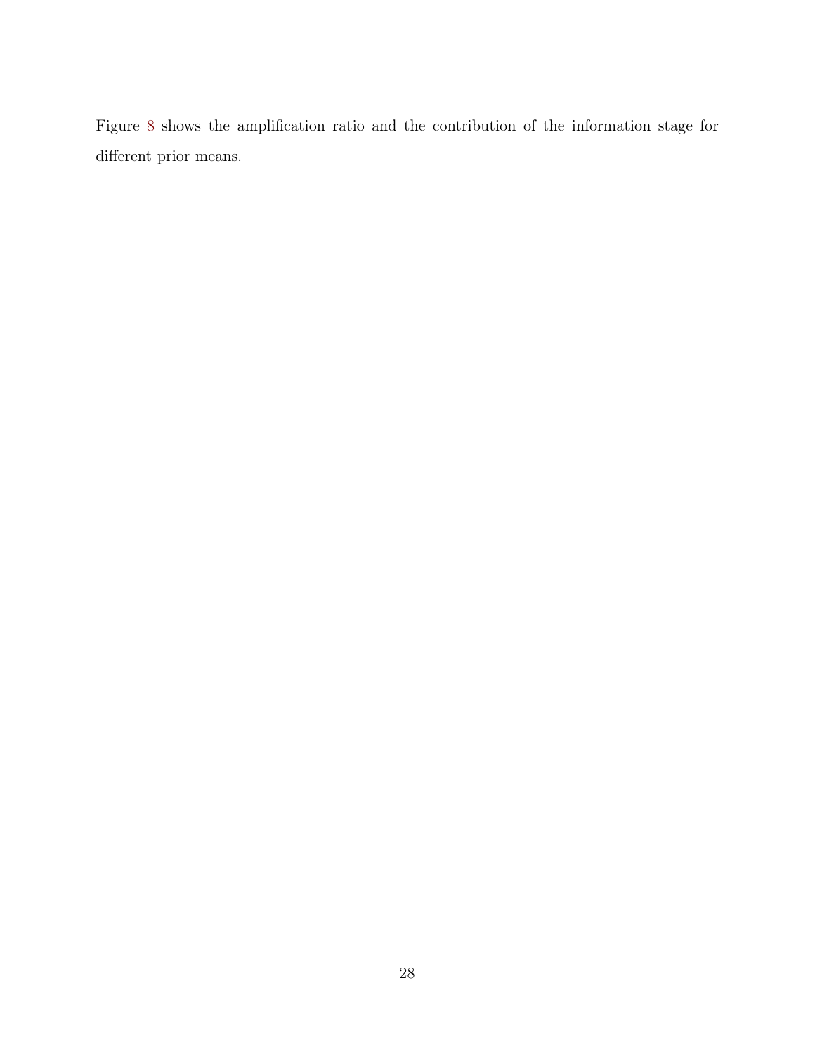Figure 8 shows the amplification ratio and the contribution of the information stage for different prior means.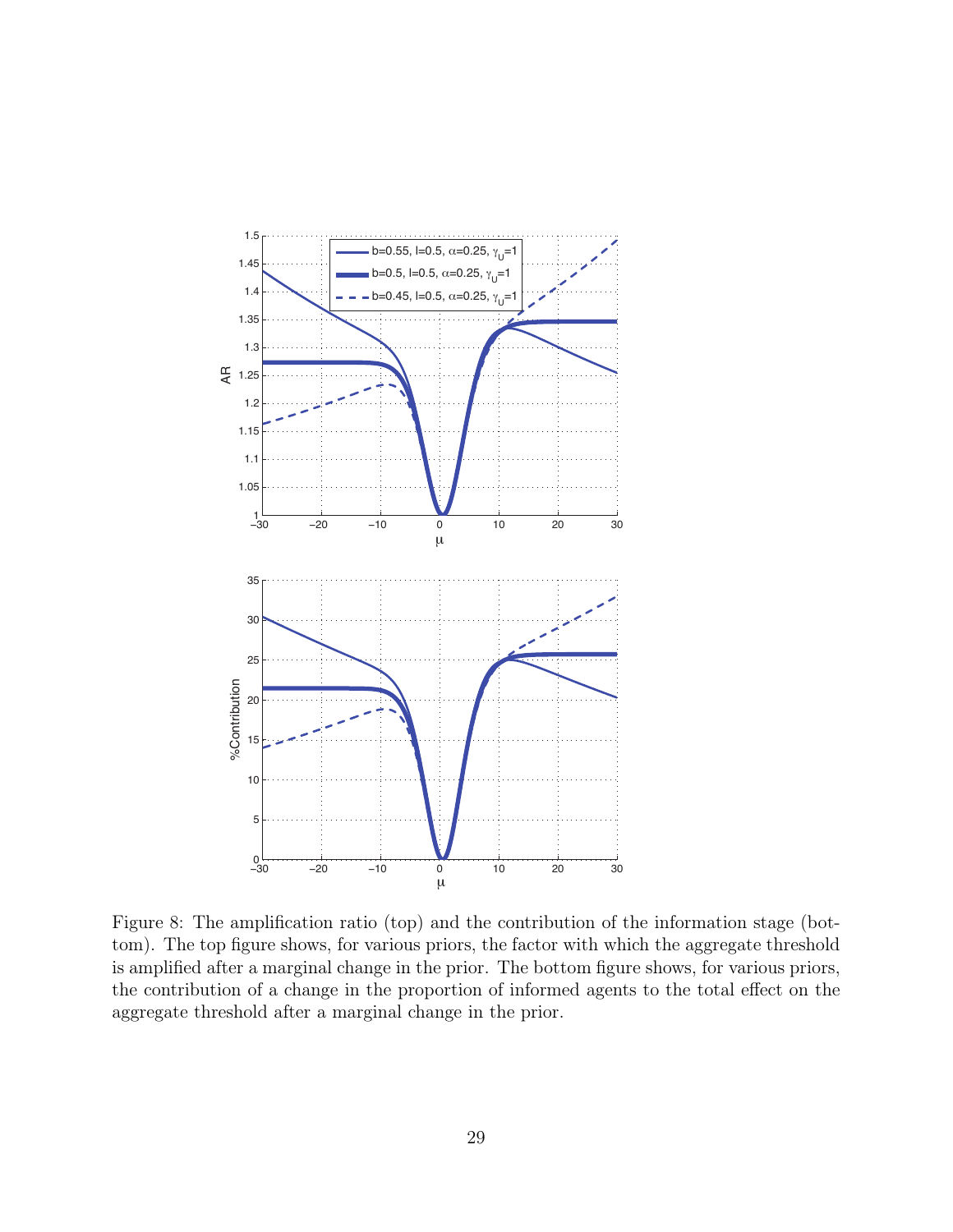Figure 8: The amplification ratio (top) and the contribution of the information stage (bottom). The top figure shows, for various priors, the factor with which the aggregate threshold is amplified after a marginal change in the prior. The bottom figure shows, for various priors, the contribution of a change in the proportion of informed agents to the total effect on the aggregate threshold after a marginal change in the prior.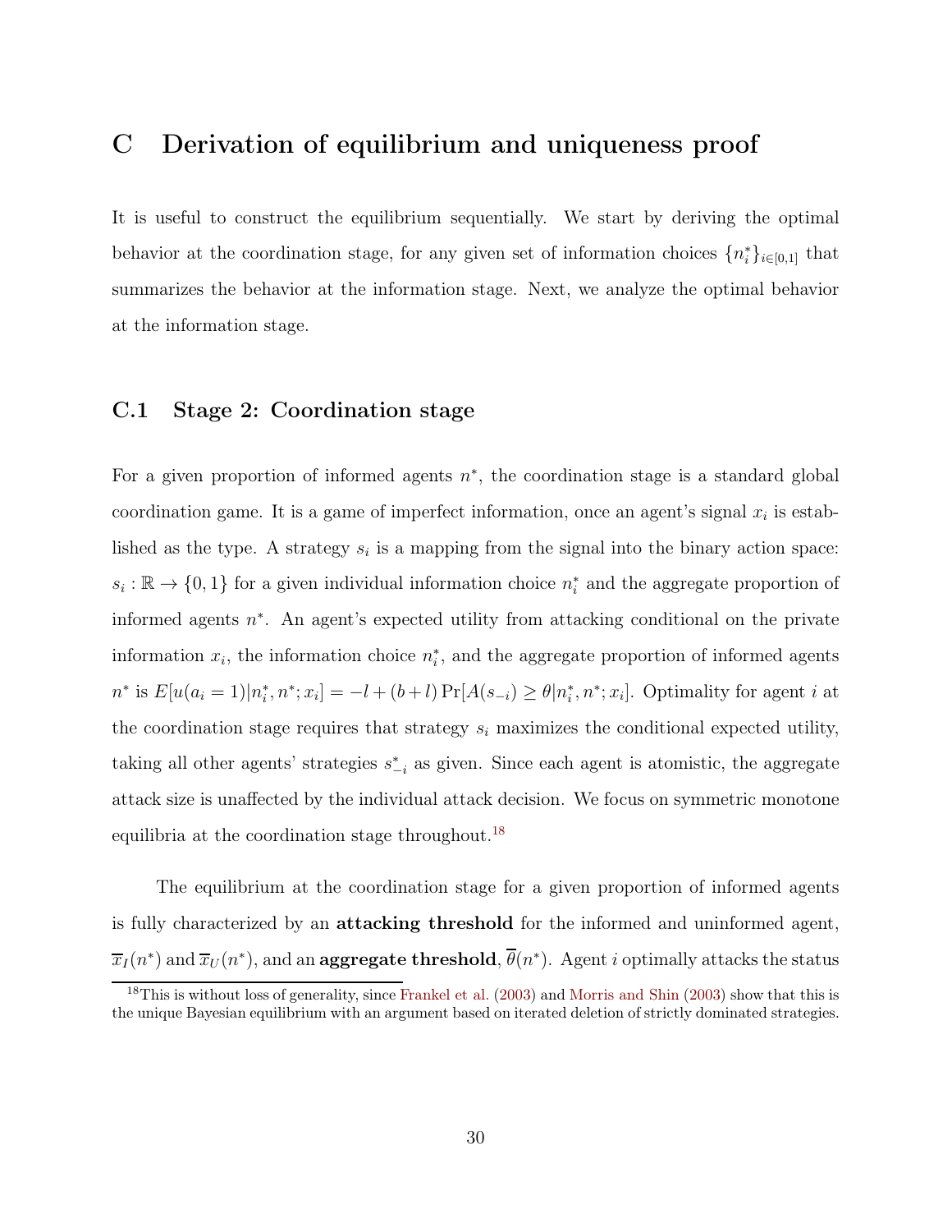# C Derivation of equilibrium and uniqueness proof

It is useful to construct the equilibrium sequentially. We start by deriving the optimal behavior at the coordination stage, for any given set of information choices $\{n_i^*\}_{i\in[0,1]}$ that summarizes the behavior at the information stage. Next, we analyze the optimal behavior at the information stage.

## C.1 Stage 2: Coordination stage

For a given proportion of informed agents $n^*$, the coordination stage is a standard global coordination game. It is a game of imperfect information, once an agent's signal $x_i$ is established as the type. A strategy $s_i$ is a mapping from the signal into the binary action space: $s_i : \mathbb{R} \to \{0, 1\}$ for a given individual information choice $n_i^*$ and the aggregate proportion of informed agents $n^*$. An agent's expected utility from attacking conditional on the private information $x_i$, the information choice $n_i^*$, and the aggregate proportion of informed agents $n^*$ is $E[u(a_i = 1)|n_i^*, n^*; x_i] = -l + (b + l) \Pr[A(s_{-i}) \geq \theta | n_i^*, n^*; x_i]$. Optimality for agent $i$ at the coordination stage requires that strategy $s_i$ maximizes the conditional expected utility, taking all other agents' strategies $s_{-i}^*$ as given. Since each agent is atomistic, the aggregate attack size is unaffected by the individual attack decision. We focus on symmetric monotone equilibria at the coordination stage throughout.[18]

The equilibrium at the coordination stage for a given proportion of informed agents is fully characterized by an **attacking threshold** for the informed and uninformed agent, $\overline{x}_I(n^*)$ and $\overline{x}_U(n^*)$, and an **aggregate threshold**, $\overline{\theta}(n^*)$. Agent $i$ optimally attacks the status

[18] This is without loss of generality, since Frankel et al. (2003) and Morris and Shin (2003) show that this is the unique Bayesian equilibrium with an argument based on iterated deletion of strictly dominated strategies.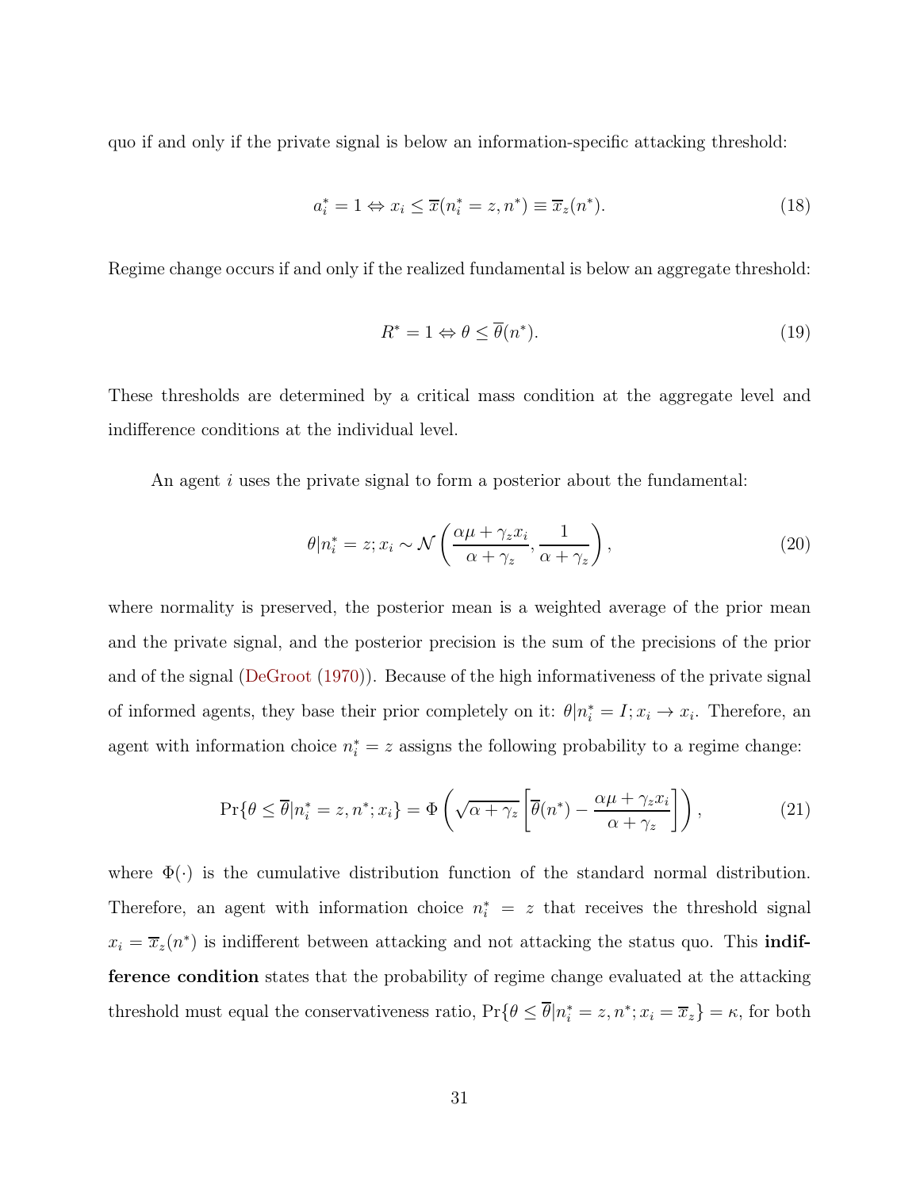quo if and only if the private signal is below an information-specific attacking threshold:

$$a_i^* = 1 \Leftrightarrow x_i \leq \overline{x}(n_i^* = z, n^*) \equiv \overline{x}_z(n^*). \tag{18}$$

Regime change occurs if and only if the realized fundamental is below an aggregate threshold:

$$R^* = 1 \Leftrightarrow \theta \leq \overline{\theta}(n^*). \tag{19}$$

These thresholds are determined by a critical mass condition at the aggregate level and indifference conditions at the individual level.

An agent $i$ uses the private signal to form a posterior about the fundamental:

$$\theta | n_i^* = z; x_i \sim \mathcal{N}\left(\frac{\alpha\mu + \gamma_z x_i}{\alpha + \gamma_z}, \frac{1}{\alpha + \gamma_z}\right), \tag{20}$$

where normality is preserved, the posterior mean is a weighted average of the prior mean and the private signal, and the posterior precision is the sum of the precisions of the prior and of the signal (DeGroot (1970)). Because of the high informativeness of the private signal of informed agents, they base their prior completely on it: $\theta | n_i^* = I; x_i \to x_i$. Therefore, an agent with information choice $n_i^* = z$ assigns the following probability to a regime change:

$$\Pr\{\theta \leq \overline{\theta} | n_i^* = z, n^*; x_i\} = \Phi\left(\sqrt{\alpha + \gamma_z}\left[\overline{\theta}(n^*) - \frac{\alpha\mu + \gamma_z x_i}{\alpha + \gamma_z}\right]\right), \tag{21}$$

where $\Phi(\cdot)$ is the cumulative distribution function of the standard normal distribution. Therefore, an agent with information choice $n_i^* = z$ that receives the threshold signal $x_i = \overline{x}_z(n^*)$ is indifferent between attacking and not attacking the status quo. This **indifference condition** states that the probability of regime change evaluated at the attacking threshold must equal the conservativeness ratio, $\Pr\{\theta \leq \overline{\theta} | n_i^* = z, n^*; x_i = \overline{x}_z\} = \kappa$, for both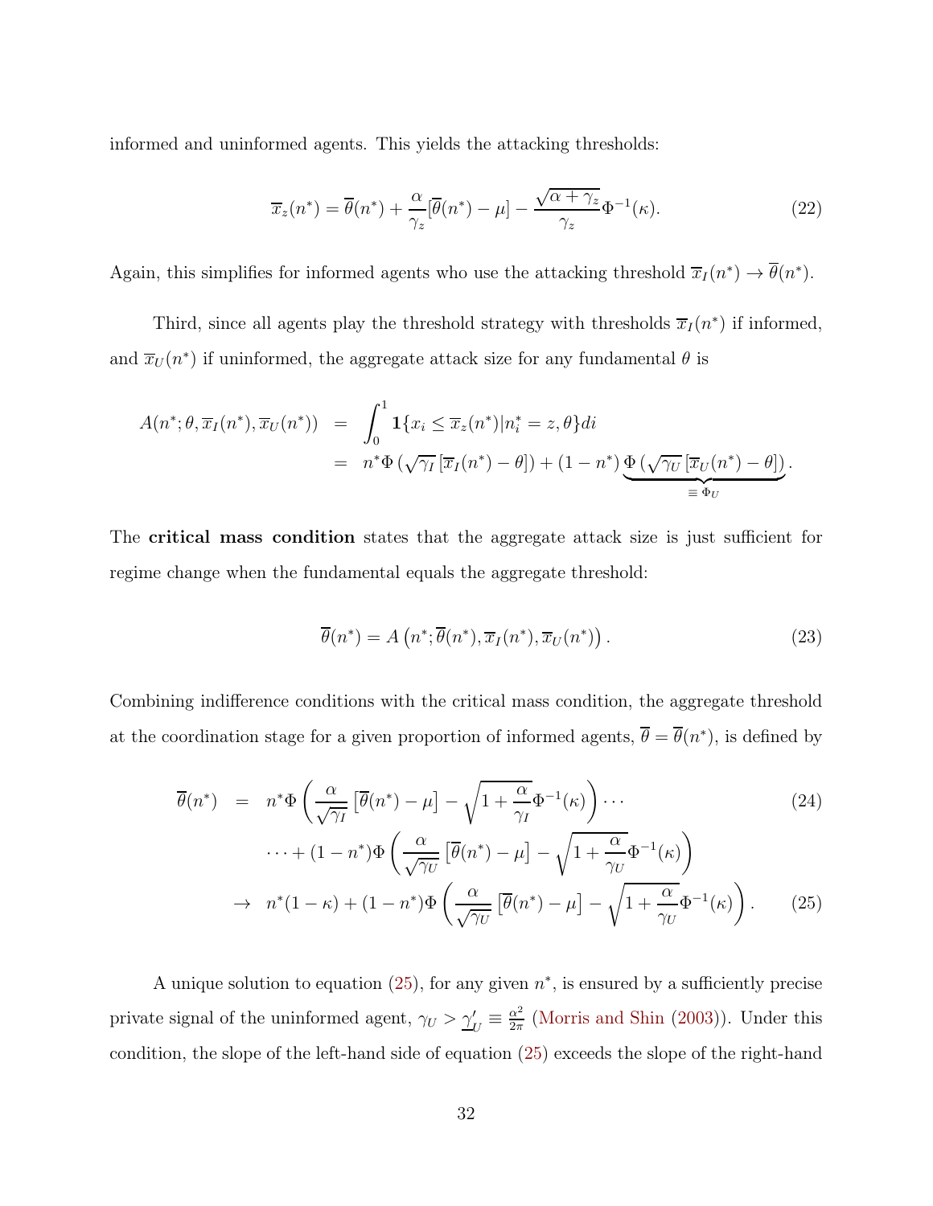informed and uninformed agents. This yields the attacking thresholds:

$$\overline{x}_z(n^*) = \overline{\theta}(n^*) + \frac{\alpha}{\gamma_z}[\overline{\theta}(n^*) - \mu] - \frac{\sqrt{\alpha + \gamma_z}}{\gamma_z}\Phi^{-1}(\kappa). \tag{22}$$

Again, this simplifies for informed agents who use the attacking threshold $\overline{x}_I(n^*) \to \overline{\theta}(n^*)$.

Third, since all agents play the threshold strategy with thresholds $\overline{x}_I(n^*)$ if informed, and $\overline{x}_U(n^*)$ if uninformed, the aggregate attack size for any fundamental $\theta$ is

$$\begin{aligned} A(n^*; \theta, \overline{x}_I(n^*), \overline{x}_U(n^*)) &= \int_0^1 \mathbf{1}\{x_i \leq \overline{x}_z(n^*) | n_i^* = z, \theta\} di \\ &= n^* \Phi\left(\sqrt{\gamma_I}\left[\overline{x}_I(n^*) - \theta\right]\right) + (1 - n^*) \underbrace{\Phi\left(\sqrt{\gamma_U}\left[\overline{x}_U(n^*) - \theta\right]\right)}_{\equiv \Phi_U}. \end{aligned}$$

The **critical mass condition** states that the aggregate attack size is just sufficient for regime change when the fundamental equals the aggregate threshold:

$$\overline{\theta}(n^*) = A\left(n^*; \overline{\theta}(n^*), \overline{x}_I(n^*), \overline{x}_U(n^*)\right). \tag{23}$$

Combining indifference conditions with the critical mass condition, the aggregate threshold at the coordination stage for a given proportion of informed agents, $\overline{\theta} = \overline{\theta}(n^*)$, is defined by

$$\begin{aligned} \overline{\theta}(n^*) &= n^* \Phi\left(\frac{\alpha}{\sqrt{\gamma_I}}\left[\overline{\theta}(n^*) - \mu\right] - \sqrt{1 + \frac{\alpha}{\gamma_I}}\Phi^{-1}(\kappa)\right) \cdots \qquad (24) \\ &\quad \cdots + (1 - n^*)\Phi\left(\frac{\alpha}{\sqrt{\gamma_U}}\left[\overline{\theta}(n^*) - \mu\right] - \sqrt{1 + \frac{\alpha}{\gamma_U}}\Phi^{-1}(\kappa)\right) \\ &\to n^*(1 - \kappa) + (1 - n^*)\Phi\left(\frac{\alpha}{\sqrt{\gamma_U}}\left[\overline{\theta}(n^*) - \mu\right] - \sqrt{1 + \frac{\alpha}{\gamma_U}}\Phi^{-1}(\kappa)\right). \qquad (25) \end{aligned}$$

A unique solution to equation (25), for any given $n^*$, is ensured by a sufficiently precise private signal of the uninformed agent, $\gamma_U > \underline{\gamma}'_U \equiv \frac{\alpha^2}{2\pi}$ (Morris and Shin (2003)). Under this condition, the slope of the left-hand side of equation (25) exceeds the slope of the right-hand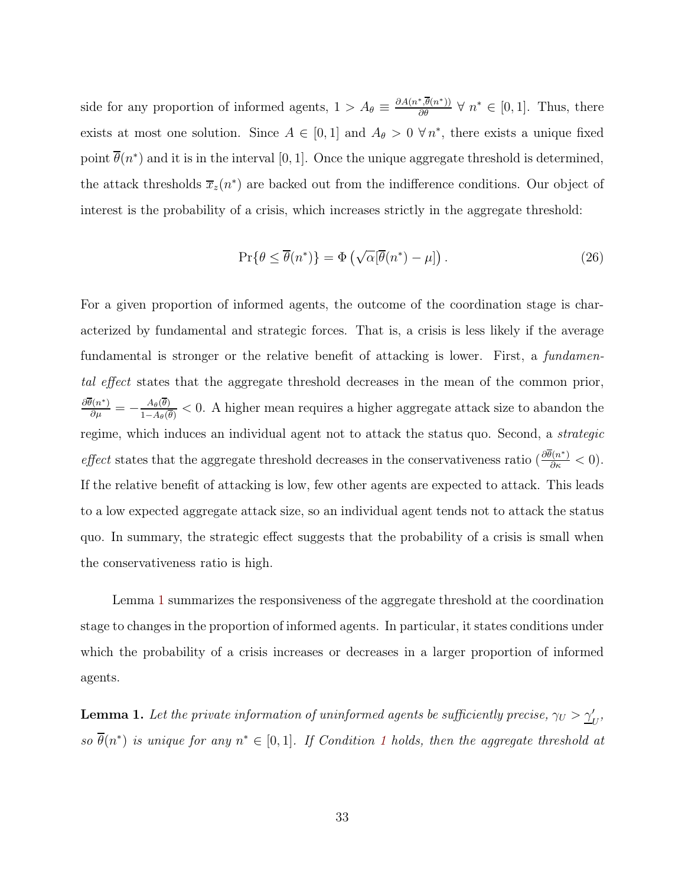side for any proportion of informed agents, $1 > A_\theta \equiv \frac{\partial A(n^*, \overline{\theta}(n^*))}{\partial \theta} \; \forall \; n^* \in [0, 1]$. Thus, there exists at most one solution. Since $A \in [0, 1]$ and $A_\theta > 0 \; \forall \, n^*$, there exists a unique fixed point $\overline{\theta}(n^*)$ and it is in the interval $[0, 1]$. Once the unique aggregate threshold is determined, the attack thresholds $\overline{x}_z(n^*)$ are backed out from the indifference conditions. Our object of interest is the probability of a crisis, which increases strictly in the aggregate threshold:

$$\Pr\{\theta \leq \overline{\theta}(n^*)\} = \Phi\left(\sqrt{\alpha}[\overline{\theta}(n^*) - \mu]\right). \tag{26}$$

For a given proportion of informed agents, the outcome of the coordination stage is characterized by fundamental and strategic forces. That is, a crisis is less likely if the average fundamental is stronger or the relative benefit of attacking is lower. First, a *fundamental effect* states that the aggregate threshold decreases in the mean of the common prior, $\frac{\partial \overline{\theta}(n^*)}{\partial \mu} = -\frac{A_\theta(\overline{\theta})}{1 - A_\theta(\overline{\theta})} < 0$. A higher mean requires a higher aggregate attack size to abandon the regime, which induces an individual agent not to attack the status quo. Second, a *strategic effect* states that the aggregate threshold decreases in the conservativeness ratio ($\frac{\partial \overline{\theta}(n^*)}{\partial \kappa} < 0$). If the relative benefit of attacking is low, few other agents are expected to attack. This leads to a low expected aggregate attack size, so an individual agent tends not to attack the status quo. In summary, the strategic effect suggests that the probability of a crisis is small when the conservativeness ratio is high.

Lemma 1 summarizes the responsiveness of the aggregate threshold at the coordination stage to changes in the proportion of informed agents. In particular, it states conditions under which the probability of a crisis increases or decreases in a larger proportion of informed agents.

**Lemma 1.** *Let the private information of uninformed agents be sufficiently precise, $\gamma_U > \underline{\gamma}_U'$, so $\overline{\theta}(n^*)$ is unique for any $n^* \in [0, 1]$. If Condition 1 holds, then the aggregate threshold at*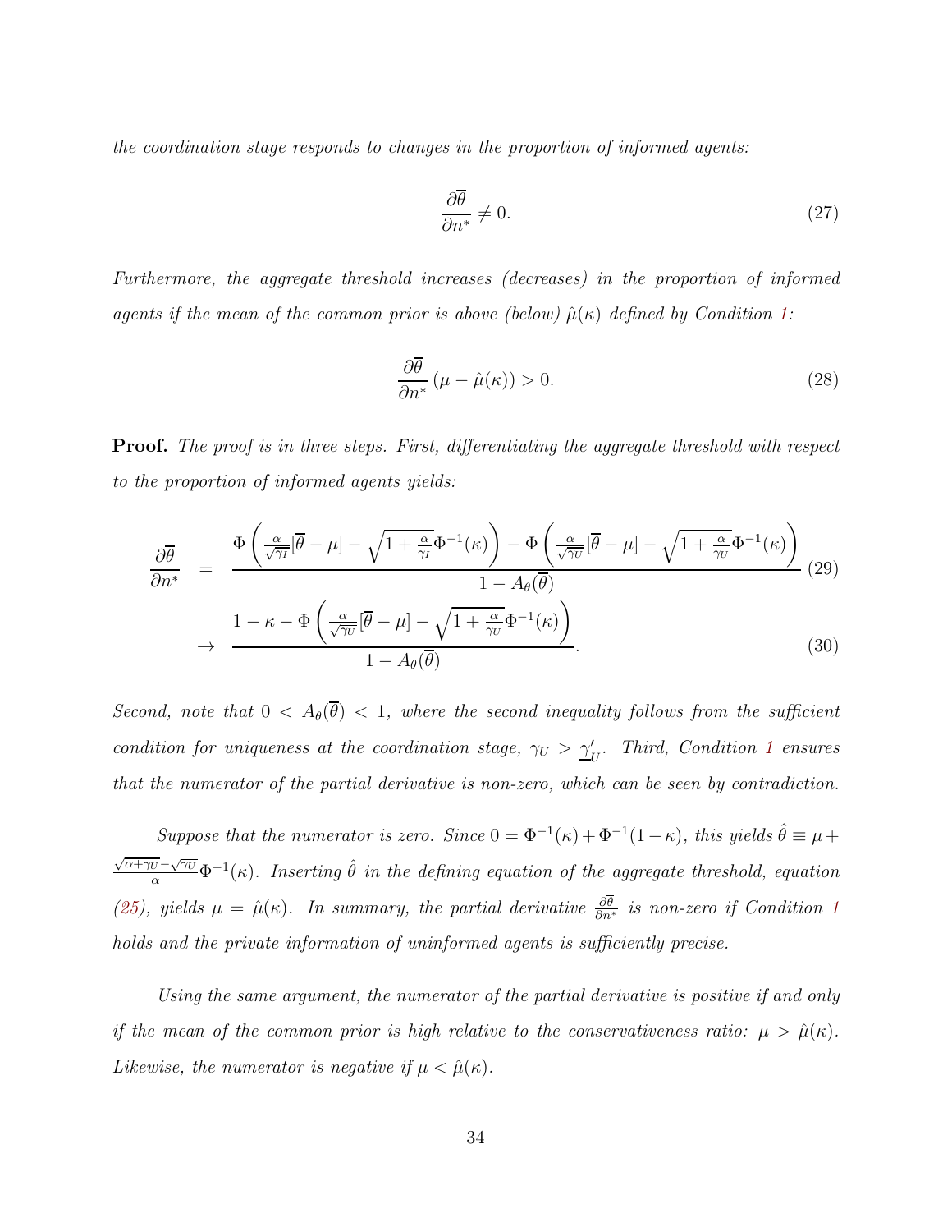*the coordination stage responds to changes in the proportion of informed agents:*

$$\frac{\partial \overline{\theta}}{\partial n^*} \neq 0. \tag{27}$$

*Furthermore, the aggregate threshold increases (decreases) in the proportion of informed agents if the mean of the common prior is above (below) $\hat{\mu}(\kappa)$ defined by Condition 1:*

$$\frac{\partial \overline{\theta}}{\partial n^*} \left(\mu - \hat{\mu}(\kappa)\right) > 0. \tag{28}$$

**Proof.** *The proof is in three steps. First, differentiating the aggregate threshold with respect to the proportion of informed agents yields:*

$$\frac{\partial \overline{\theta}}{\partial n^*} = \frac{\Phi\left(\frac{\alpha}{\sqrt{\gamma_I}}[\overline{\theta} - \mu] - \sqrt{1 + \frac{\alpha}{\gamma_I}}\Phi^{-1}(\kappa)\right) - \Phi\left(\frac{\alpha}{\sqrt{\gamma_U}}[\overline{\theta} - \mu] - \sqrt{1 + \frac{\alpha}{\gamma_U}}\Phi^{-1}(\kappa)\right)}{1 - A_\theta(\overline{\theta})} \tag{29}$$

$$\rightarrow \frac{1 - \kappa - \Phi\left(\frac{\alpha}{\sqrt{\gamma_U}}[\overline{\theta} - \mu] - \sqrt{1 + \frac{\alpha}{\gamma_U}}\Phi^{-1}(\kappa)\right)}{1 - A_\theta(\overline{\theta})}. \tag{30}$$

*Second, note that $0 < A_\theta(\overline{\theta}) < 1$, where the second inequality follows from the sufficient condition for uniqueness at the coordination stage, $\gamma_U > \underline{\gamma}'_U$. Third, Condition 1 ensures that the numerator of the partial derivative is non-zero, which can be seen by contradiction.*

*Suppose that the numerator is zero. Since $0 = \Phi^{-1}(\kappa) + \Phi^{-1}(1-\kappa)$, this yields $\hat{\theta} \equiv \mu + \frac{\sqrt{\alpha + \gamma_U} - \sqrt{\gamma_U}}{\alpha}\Phi^{-1}(\kappa)$. Inserting $\hat{\theta}$ in the defining equation of the aggregate threshold, equation (25), yields $\mu = \hat{\mu}(\kappa)$. In summary, the partial derivative $\frac{\partial \overline{\theta}}{\partial n^*}$ is non-zero if Condition 1 holds and the private information of uninformed agents is sufficiently precise.*

*Using the same argument, the numerator of the partial derivative is positive if and only if the mean of the common prior is high relative to the conservativeness ratio: $\mu > \hat{\mu}(\kappa)$. Likewise, the numerator is negative if $\mu < \hat{\mu}(\kappa)$.*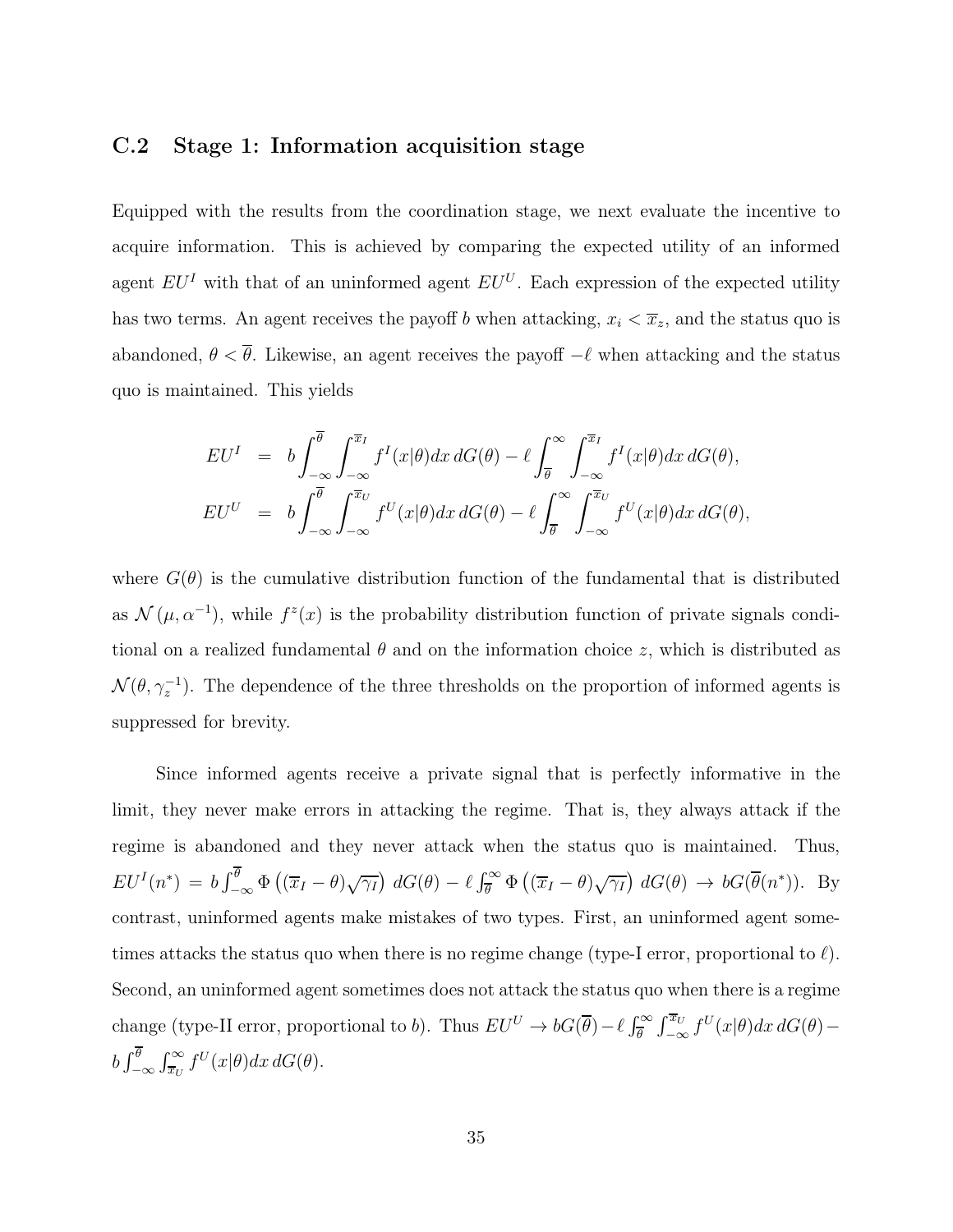### C.2 Stage 1: Information acquisition stage

Equipped with the results from the coordination stage, we next evaluate the incentive to acquire information. This is achieved by comparing the expected utility of an informed agent $EU^I$ with that of an uninformed agent $EU^U$. Each expression of the expected utility has two terms. An agent receives the payoff $b$ when attacking, $x_i < \overline{x}_z$, and the status quo is abandoned, $\theta < \overline{\theta}$. Likewise, an agent receives the payoff $-\ell$ when attacking and the status quo is maintained. This yields

$$
\begin{aligned}
EU^I &= b\int_{-\infty}^{\overline{\theta}}\int_{-\infty}^{\overline{x}_I} f^I(x|\theta)dx\, dG(\theta) - \ell\int_{\overline{\theta}}^{\infty}\int_{-\infty}^{\overline{x}_I} f^I(x|\theta)dx\, dG(\theta),\\
EU^U &= b\int_{-\infty}^{\overline{\theta}}\int_{-\infty}^{\overline{x}_U} f^U(x|\theta)dx\, dG(\theta) - \ell\int_{\overline{\theta}}^{\infty}\int_{-\infty}^{\overline{x}_U} f^U(x|\theta)dx\, dG(\theta),
\end{aligned}
$$

where $G(\theta)$ is the cumulative distribution function of the fundamental that is distributed as $\mathcal{N}(\mu, \alpha^{-1})$, while $f^z(x)$ is the probability distribution function of private signals conditional on a realized fundamental $\theta$ and on the information choice $z$, which is distributed as $\mathcal{N}(\theta, \gamma_z^{-1})$. The dependence of the three thresholds on the proportion of informed agents is suppressed for brevity.

Since informed agents receive a private signal that is perfectly informative in the limit, they never make errors in attacking the regime. That is, they always attack if the regime is abandoned and they never attack when the status quo is maintained. Thus, $EU^I(n^*) = b\int_{-\infty}^{\overline{\theta}} \Phi\left((\overline{x}_I - \theta)\sqrt{\gamma_I}\right)\, dG(\theta) - \ell\int_{\overline{\theta}}^{\infty} \Phi\left((\overline{x}_I - \theta)\sqrt{\gamma_I}\right)\, dG(\theta) \to bG(\overline{\theta}(n^*))$. By contrast, uninformed agents make mistakes of two types. First, an uninformed agent sometimes attacks the status quo when there is no regime change (type-I error, proportional to $\ell$). Second, an uninformed agent sometimes does not attack the status quo when there is a regime change (type-II error, proportional to $b$). Thus $EU^U \to bG(\overline{\theta}) - \ell\int_{\overline{\theta}}^{\infty}\int_{-\infty}^{\overline{x}_U} f^U(x|\theta)dx\, dG(\theta) - b\int_{-\infty}^{\overline{\theta}}\int_{\overline{x}_U}^{\infty} f^U(x|\theta)dx\, dG(\theta)$.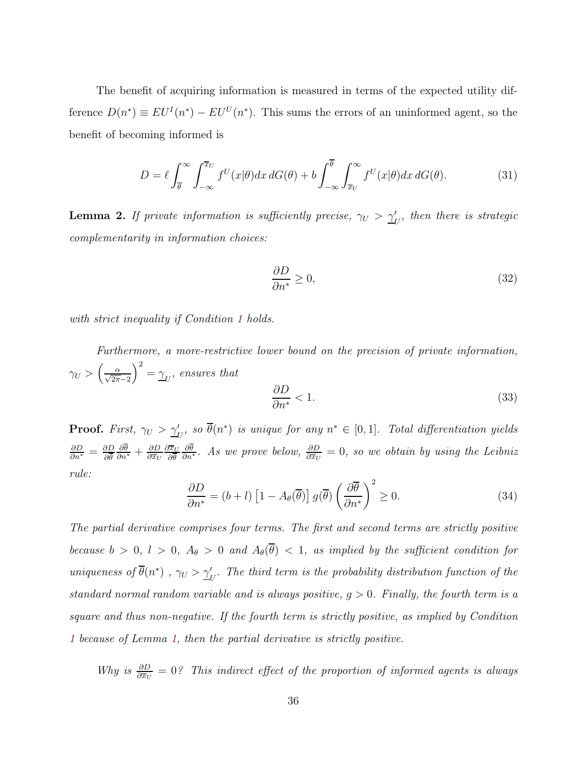The benefit of acquiring information is measured in terms of the expected utility difference $D(n^*) \equiv EU^I(n^*) - EU^U(n^*)$. This sums the errors of an uninformed agent, so the benefit of becoming informed is

$$D = \ell \int_{\overline{\theta}}^{\infty} \int_{-\infty}^{\overline{x}_U} f^U(x|\theta) dx \, dG(\theta) + b \int_{-\infty}^{\overline{\theta}} \int_{\overline{x}_U}^{\infty} f^U(x|\theta) dx \, dG(\theta). \tag{31}$$

**Lemma 2.** *If private information is sufficiently precise, $\gamma_U > \underline{\gamma}'_U$, then there is strategic complementarity in information choices:*

$$\frac{\partial D}{\partial n^*} \geq 0, \tag{32}$$

*with strict inequality if Condition 1 holds.*

*Furthermore, a more-restrictive lower bound on the precision of private information, $\gamma_U > \left(\frac{\alpha}{\sqrt{2\pi}-2}\right)^2 = \underline{\gamma}_U$, ensures that*

$$\frac{\partial D}{\partial n^*} < 1. \tag{33}$$

**Proof.** *First, $\gamma_U > \underline{\gamma}'_U$, so $\overline{\theta}(n^*)$ is unique for any $n^* \in [0,1]$. Total differentiation yields $\frac{\partial D}{\partial n^*} = \frac{\partial D}{\partial \overline{\theta}} \frac{\partial \overline{\theta}}{\partial n^*} + \frac{\partial D}{\partial \overline{x}_U} \frac{\partial \overline{x}_U}{\partial \overline{\theta}} \frac{\partial \overline{\theta}}{\partial n^*}$. As we prove below, $\frac{\partial D}{\partial \overline{x}_U} = 0$, so we obtain by using the Leibniz rule:*

$$\frac{\partial D}{\partial n^*} = (b + l) \left[1 - A_\theta(\overline{\theta})\right] g(\overline{\theta}) \left(\frac{\partial \overline{\theta}}{\partial n^*}\right)^2 \geq 0. \tag{34}$$

*The partial derivative comprises four terms. The first and second terms are strictly positive because $b > 0$, $l > 0$, $A_\theta > 0$ and $A_\theta(\overline{\theta}) < 1$, as implied by the sufficient condition for uniqueness of $\overline{\theta}(n^*)$ , $\gamma_U > \underline{\gamma}'_U$. The third term is the probability distribution function of the standard normal random variable and is always positive, $g > 0$. Finally, the fourth term is a square and thus non-negative. If the fourth term is strictly positive, as implied by Condition 1 because of Lemma 1, then the partial derivative is strictly positive.*

*Why is $\frac{\partial D}{\partial \overline{x}_U} = 0$? This indirect effect of the proportion of informed agents is always*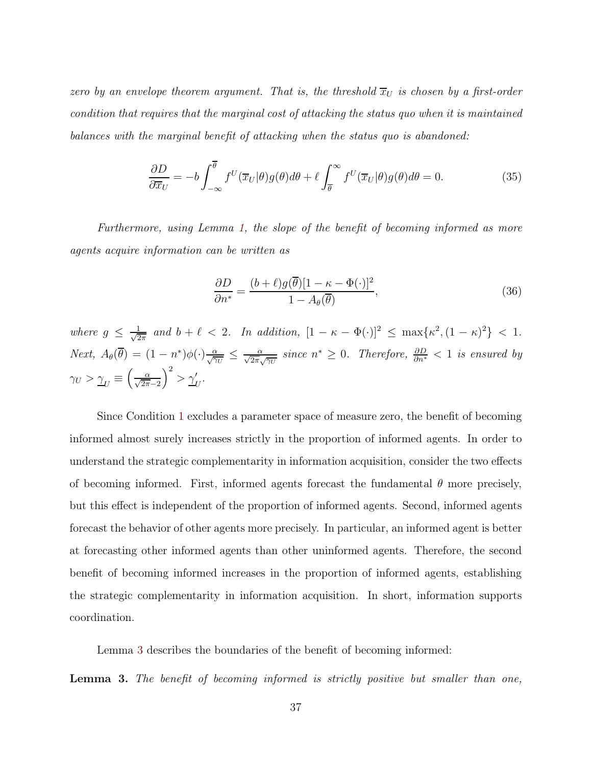*zero by an envelope theorem argument. That is, the threshold $\overline{x}_U$ is chosen by a first-order condition that requires that the marginal cost of attacking the status quo when it is maintained balances with the marginal benefit of attacking when the status quo is abandoned:*

$$\frac{\partial D}{\partial \overline{x}_U} = -b \int_{-\infty}^{\overline{\theta}} f^U(\overline{x}_U|\theta) g(\theta) d\theta + \ell \int_{\overline{\theta}}^{\infty} f^U(\overline{x}_U|\theta) g(\theta) d\theta = 0. \tag{35}$$

*Furthermore, using Lemma 1, the slope of the benefit of becoming informed as more agents acquire information can be written as*

$$\frac{\partial D}{\partial n^*} = \frac{(b+\ell) g(\overline{\theta}) [1 - \kappa - \Phi(\cdot)]^2}{1 - A_\theta(\overline{\theta})}, \tag{36}$$

*where $g \leq \frac{1}{\sqrt{2\pi}}$ and $b + \ell < 2$. In addition, $[1 - \kappa - \Phi(\cdot)]^2 \leq \max\{\kappa^2, (1-\kappa)^2\} < 1$. Next, $A_\theta(\overline{\theta}) = (1 - n^*)\phi(\cdot)\frac{\alpha}{\sqrt{\gamma_U}} \leq \frac{\alpha}{\sqrt{2\pi}\sqrt{\gamma_U}}$ since $n^* \geq 0$. Therefore, $\frac{\partial D}{\partial n^*} < 1$ is ensured by $\gamma_U > \underline{\gamma}_U \equiv \left(\frac{\alpha}{\sqrt{2\pi} - 2}\right)^2 > \underline{\gamma}'_U$.*

Since Condition 1 excludes a parameter space of measure zero, the benefit of becoming informed almost surely increases strictly in the proportion of informed agents. In order to understand the strategic complementarity in information acquisition, consider the two effects of becoming informed. First, informed agents forecast the fundamental $\theta$ more precisely, but this effect is independent of the proportion of informed agents. Second, informed agents forecast the behavior of other agents more precisely. In particular, an informed agent is better at forecasting other informed agents than other uninformed agents. Therefore, the second benefit of becoming informed increases in the proportion of informed agents, establishing the strategic complementarity in information acquisition. In short, information supports coordination.

Lemma 3 describes the boundaries of the benefit of becoming informed:

**Lemma 3.** *The benefit of becoming informed is strictly positive but smaller than one,*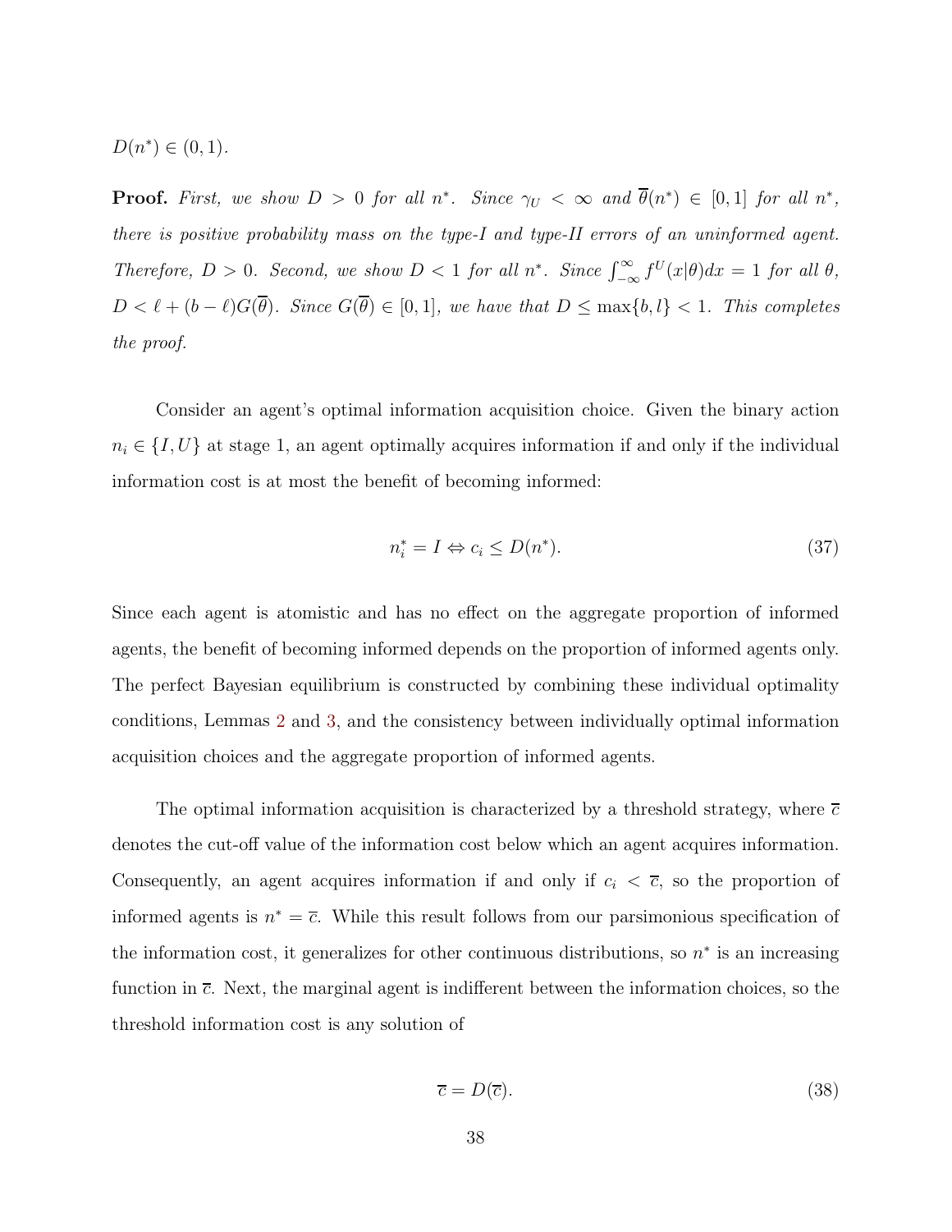$D(n^*) \in (0, 1)$.

**Proof.** *First, we show $D > 0$ for all $n^*$. Since $\gamma_U < \infty$ and $\overline{\theta}(n^*) \in [0, 1]$ for all $n^*$, there is positive probability mass on the type-I and type-II errors of an uninformed agent. Therefore, $D > 0$. Second, we show $D < 1$ for all $n^*$. Since $\int_{-\infty}^{\infty} f^U(x|\theta)dx = 1$ for all $\theta$, $D < \ell + (b - \ell)G(\overline{\theta})$. Since $G(\overline{\theta}) \in [0, 1]$, we have that $D \leq \max\{b, l\} < 1$. This completes the proof.*

Consider an agent's optimal information acquisition choice. Given the binary action $n_i \in \{I, U\}$ at stage 1, an agent optimally acquires information if and only if the individual information cost is at most the benefit of becoming informed:

$$n_i^* = I \Leftrightarrow c_i \leq D(n^*). \tag{37}$$

Since each agent is atomistic and has no effect on the aggregate proportion of informed agents, the benefit of becoming informed depends on the proportion of informed agents only. The perfect Bayesian equilibrium is constructed by combining these individual optimality conditions, Lemmas 2 and 3, and the consistency between individually optimal information acquisition choices and the aggregate proportion of informed agents.

The optimal information acquisition is characterized by a threshold strategy, where $\overline{c}$ denotes the cut-off value of the information cost below which an agent acquires information. Consequently, an agent acquires information if and only if $c_i < \overline{c}$, so the proportion of informed agents is $n^* = \overline{c}$. While this result follows from our parsimonious specification of the information cost, it generalizes for other continuous distributions, so $n^*$ is an increasing function in $\overline{c}$. Next, the marginal agent is indifferent between the information choices, so the threshold information cost is any solution of

$$\overline{c} = D(\overline{c}). \tag{38}$$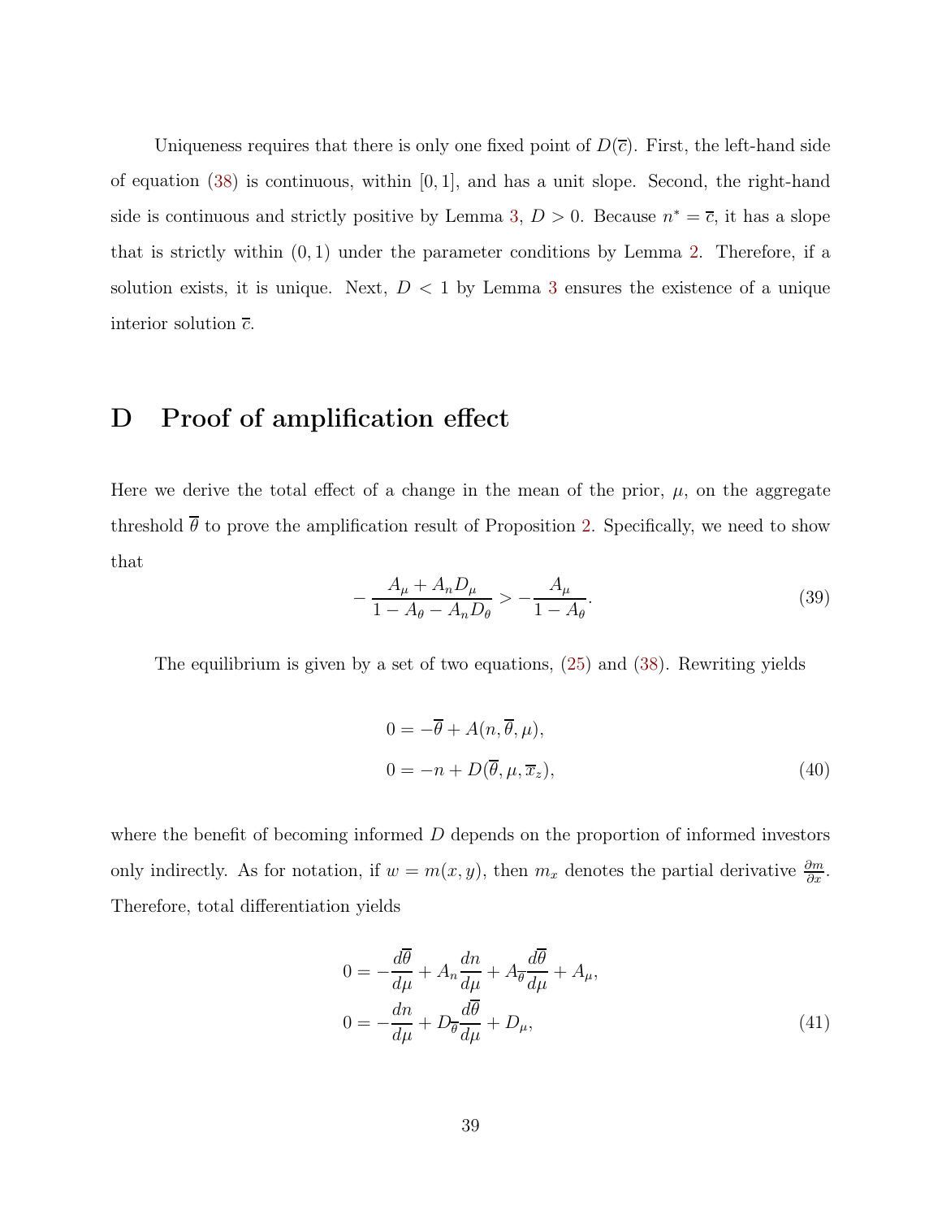Uniqueness requires that there is only one fixed point of $D(\overline{c})$. First, the left-hand side of equation (38) is continuous, within $[0, 1]$, and has a unit slope. Second, the right-hand side is continuous and strictly positive by Lemma 3, $D > 0$. Because $n^* = \overline{c}$, it has a slope that is strictly within $(0, 1)$ under the parameter conditions by Lemma 2. Therefore, if a solution exists, it is unique. Next, $D < 1$ by Lemma 3 ensures the existence of a unique interior solution $\overline{c}$.

# D Proof of amplification effect

Here we derive the total effect of a change in the mean of the prior, $\mu$, on the aggregate threshold $\overline{\theta}$ to prove the amplification result of Proposition 2. Specifically, we need to show that

$$-\frac{A_\mu + A_n D_\mu}{1 - A_\theta - A_n D_\theta} > -\frac{A_\mu}{1 - A_\theta}. \tag{39}$$

The equilibrium is given by a set of two equations, (25) and (38). Rewriting yields

$$\begin{aligned} 0 &= -\overline{\theta} + A(n, \overline{\theta}, \mu), \\ 0 &= -n + D(\overline{\theta}, \mu, \overline{x}_z), \end{aligned} \tag{40}$$

where the benefit of becoming informed $D$ depends on the proportion of informed investors only indirectly. As for notation, if $w = m(x, y)$, then $m_x$ denotes the partial derivative $\frac{\partial m}{\partial x}$. Therefore, total differentiation yields

$$\begin{aligned} 0 &= -\frac{d\overline{\theta}}{d\mu} + A_n \frac{dn}{d\mu} + A_{\overline{\theta}} \frac{d\overline{\theta}}{d\mu} + A_\mu, \\ 0 &= -\frac{dn}{d\mu} + D_{\overline{\theta}} \frac{d\overline{\theta}}{d\mu} + D_\mu, \end{aligned} \tag{41}$$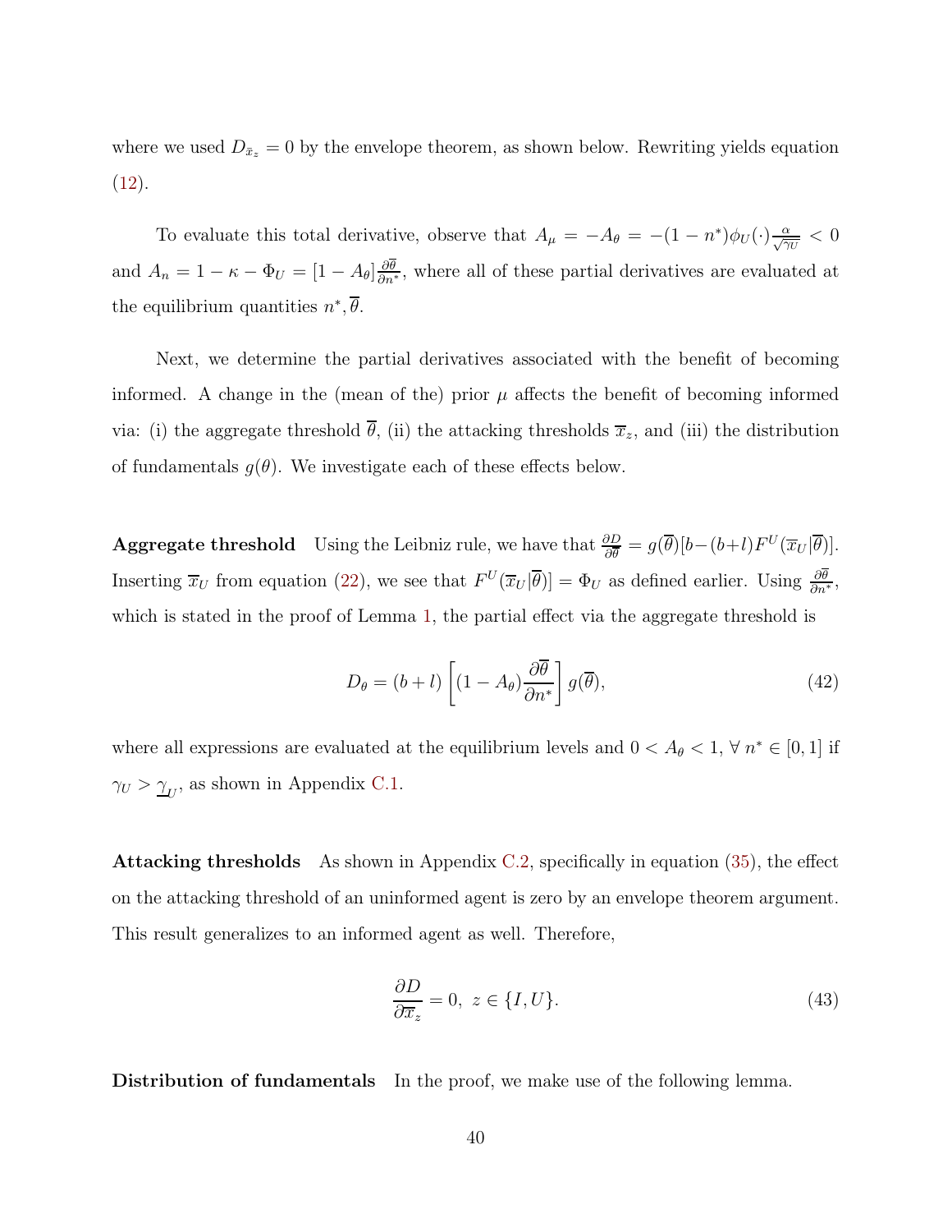where we used $D_{\bar{x}_z} = 0$ by the envelope theorem, as shown below. Rewriting yields equation (12).

To evaluate this total derivative, observe that $A_\mu = -A_\theta = -(1-n^*)\phi_U(\cdot)\frac{\alpha}{\sqrt{\gamma_U}} < 0$ and $A_n = 1 - \kappa - \Phi_U = [1 - A_\theta]\frac{\partial \overline{\theta}}{\partial n^*}$, where all of these partial derivatives are evaluated at the equilibrium quantities $n^*, \overline{\theta}$.

Next, we determine the partial derivatives associated with the benefit of becoming informed. A change in the (mean of the) prior $\mu$ affects the benefit of becoming informed via: (i) the aggregate threshold $\overline{\theta}$, (ii) the attacking thresholds $\overline{x}_z$, and (iii) the distribution of fundamentals $g(\theta)$. We investigate each of these effects below.

**Aggregate threshold** Using the Leibniz rule, we have that $\frac{\partial D}{\partial \overline{\theta}} = g(\overline{\theta})[b-(b+l)F^U(\overline{x}_U|\overline{\theta})]$. Inserting $\overline{x}_U$ from equation (22), we see that $F^U(\overline{x}_U|\overline{\theta})] = \Phi_U$ as defined earlier. Using $\frac{\partial \overline{\theta}}{\partial n^*}$, which is stated in the proof of Lemma 1, the partial effect via the aggregate threshold is

$$D_\theta = (b+l)\left[(1-A_\theta)\frac{\partial \overline{\theta}}{\partial n^*}\right]g(\overline{\theta}), \tag{42}$$

where all expressions are evaluated at the equilibrium levels and $0 < A_\theta < 1$, $\forall\, n^* \in [0,1]$ if $\gamma_U > \underline{\gamma}_U$, as shown in Appendix C.1.

**Attacking thresholds** As shown in Appendix C.2, specifically in equation (35), the effect on the attacking threshold of an uninformed agent is zero by an envelope theorem argument. This result generalizes to an informed agent as well. Therefore,

$$\frac{\partial D}{\partial \overline{x}_z} = 0, \; z \in \{I, U\}. \tag{43}$$

**Distribution of fundamentals** In the proof, we make use of the following lemma.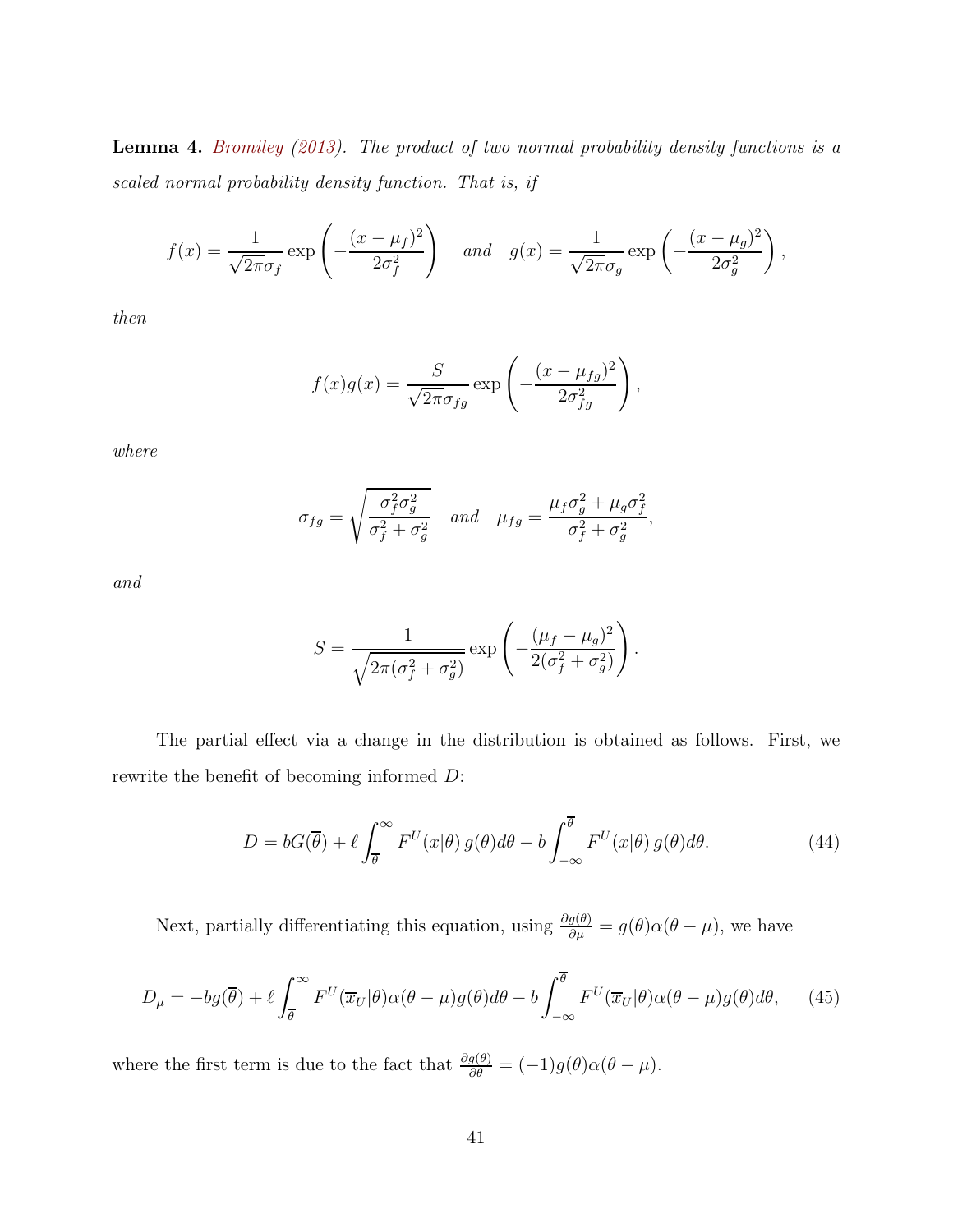**Lemma 4.** *Bromiley (2013). The product of two normal probability density functions is a scaled normal probability density function. That is, if*

$$f(x) = \frac{1}{\sqrt{2\pi}\sigma_f} \exp\left(-\frac{(x-\mu_f)^2}{2\sigma_f^2}\right) \quad \textit{and} \quad g(x) = \frac{1}{\sqrt{2\pi}\sigma_g} \exp\left(-\frac{(x-\mu_g)^2}{2\sigma_g^2}\right),$$

*then*

$$f(x)g(x) = \frac{S}{\sqrt{2\pi}\sigma_{fg}} \exp\left(-\frac{(x-\mu_{fg})^2}{2\sigma_{fg}^2}\right),$$

*where*

$$\sigma_{fg} = \sqrt{\frac{\sigma_f^2 \sigma_g^2}{\sigma_f^2 + \sigma_g^2}} \quad \textit{and} \quad \mu_{fg} = \frac{\mu_f \sigma_g^2 + \mu_g \sigma_f^2}{\sigma_f^2 + \sigma_g^2},$$

*and*

$$S = \frac{1}{\sqrt{2\pi(\sigma_f^2 + \sigma_g^2)}} \exp\left(-\frac{(\mu_f - \mu_g)^2}{2(\sigma_f^2 + \sigma_g^2)}\right).$$

The partial effect via a change in the distribution is obtained as follows. First, we rewrite the benefit of becoming informed $D$:

$$D = bG(\overline{\theta}) + \ell \int_{\overline{\theta}}^{\infty} F^U(x|\theta)\, g(\theta) d\theta - b \int_{-\infty}^{\overline{\theta}} F^U(x|\theta)\, g(\theta) d\theta. \tag{44}$$

Next, partially differentiating this equation, using $\frac{\partial g(\theta)}{\partial \mu} = g(\theta)\alpha(\theta - \mu)$, we have

$$D_\mu = -bg(\overline{\theta}) + \ell \int_{\overline{\theta}}^{\infty} F^U(\overline{x}_U|\theta)\alpha(\theta-\mu)g(\theta)d\theta - b \int_{-\infty}^{\overline{\theta}} F^U(\overline{x}_U|\theta)\alpha(\theta-\mu)g(\theta)d\theta, \tag{45}$$

where the first term is due to the fact that $\frac{\partial g(\theta)}{\partial \theta} = (-1)g(\theta)\alpha(\theta - \mu)$.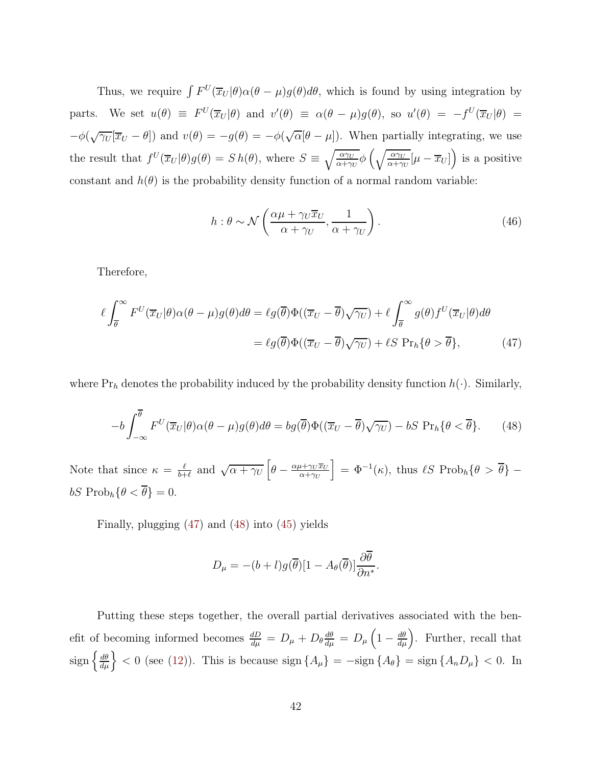Thus, we require $\int F^U(\overline{x}_U|\theta)\alpha(\theta-\mu)g(\theta)d\theta$, which is found by using integration by parts. We set $u(\theta) \equiv F^U(\overline{x}_U|\theta)$ and $v'(\theta) \equiv \alpha(\theta-\mu)g(\theta)$, so $u'(\theta) = -f^U(\overline{x}_U|\theta) = -\phi(\sqrt{\gamma_U}[\overline{x}_U-\theta])$ and $v(\theta) = -g(\theta) = -\phi(\sqrt{\alpha}[\theta-\mu])$. When partially integrating, we use the result that $f^U(\overline{x}_U|\theta)g(\theta) = S\,h(\theta)$, where $S \equiv \sqrt{\frac{\alpha\gamma_U}{\alpha+\gamma_U}}\phi\left(\sqrt{\frac{\alpha\gamma_U}{\alpha+\gamma_U}}[\mu-\overline{x}_U]\right)$ is a positive constant and $h(\theta)$ is the probability density function of a normal random variable:

$$h : \theta \sim \mathcal{N}\left(\frac{\alpha\mu+\gamma_U\overline{x}_U}{\alpha+\gamma_U}, \frac{1}{\alpha+\gamma_U}\right). \tag{46}$$

Therefore,

$$\begin{aligned}
\ell\int_{\overline{\theta}}^{\infty} F^U(\overline{x}_U|\theta)\alpha(\theta-\mu)g(\theta)d\theta &= \ell g(\overline{\theta})\Phi((\overline{x}_U-\overline{\theta})\sqrt{\gamma_U}) + \ell\int_{\overline{\theta}}^{\infty} g(\theta)f^U(\overline{x}_U|\theta)d\theta \\
&= \ell g(\overline{\theta})\Phi((\overline{x}_U-\overline{\theta})\sqrt{\gamma_U}) + \ell S\ \Pr_h\{\theta > \overline{\theta}\},
\end{aligned} \tag{47}$$

where $\Pr_h$ denotes the probability induced by the probability density function $h(\cdot)$. Similarly,

$$-b\int_{-\infty}^{\overline{\theta}} F^U(\overline{x}_U|\theta)\alpha(\theta-\mu)g(\theta)d\theta = bg(\overline{\theta})\Phi((\overline{x}_U-\overline{\theta})\sqrt{\gamma_U}) - bS\ \Pr_h\{\theta < \overline{\theta}\}. \tag{48}$$

Note that since $\kappa = \frac{\ell}{b+\ell}$ and $\sqrt{\alpha+\gamma_U}\left[\theta - \frac{\alpha\mu+\gamma_U\overline{x}_U}{\alpha+\gamma_U}\right] = \Phi^{-1}(\kappa)$, thus $\ell S\ \text{Prob}_h\{\theta > \overline{\theta}\} - bS\ \text{Prob}_h\{\theta < \overline{\theta}\} = 0$.

Finally, plugging (47) and (48) into (45) yields

$$D_\mu = -(b+l)g(\overline{\theta})[1-A_\theta(\overline{\theta})]\frac{\partial\overline{\theta}}{\partial n^*}.$$

Putting these steps together, the overall partial derivatives associated with the benefit of becoming informed becomes $\frac{dD}{d\mu} = D_\mu + D_\theta\frac{d\theta}{d\mu} = D_\mu\left(1-\frac{d\theta}{d\mu}\right)$. Further, recall that $\text{sign}\left\{\frac{d\theta}{d\mu}\right\} < 0$ (see (12)). This is because $\text{sign}\{A_\mu\} = -\text{sign}\{A_\theta\} = \text{sign}\{A_n D_\mu\} < 0$. In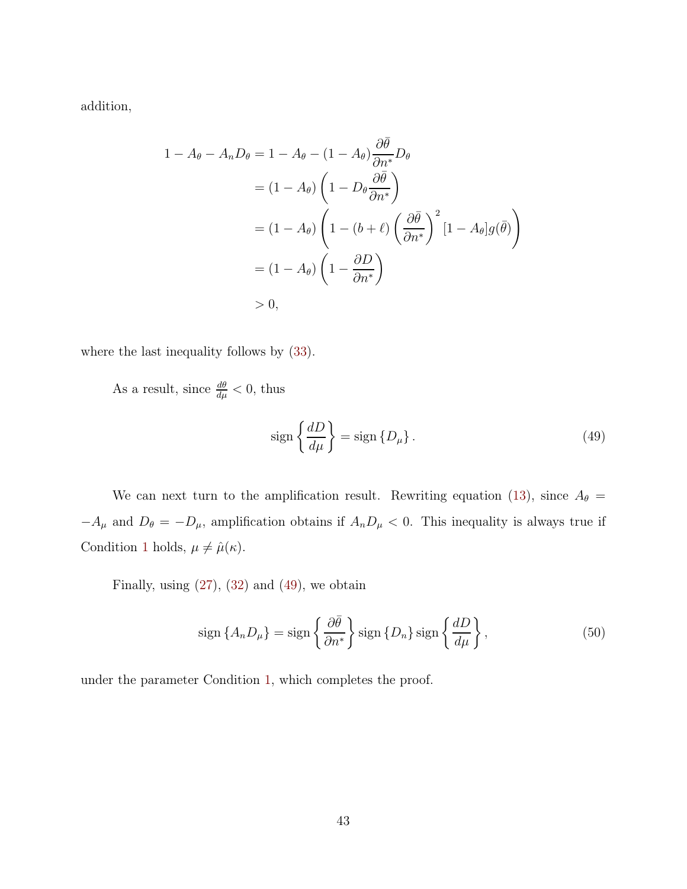addition,

$$
\begin{aligned}
1 - A_\theta - A_n D_\theta &= 1 - A_\theta - (1 - A_\theta)\frac{\partial \bar{\theta}}{\partial n^*} D_\theta \\
&= (1 - A_\theta)\left(1 - D_\theta \frac{\partial \bar{\theta}}{\partial n^*}\right) \\
&= (1 - A_\theta)\left(1 - (b + \ell)\left(\frac{\partial \bar{\theta}}{\partial n^*}\right)^2 [1 - A_\theta] g(\bar{\theta})\right) \\
&= (1 - A_\theta)\left(1 - \frac{\partial D}{\partial n^*}\right) \\
&> 0,
\end{aligned}
$$

where the last inequality follows by (33).

As a result, since $\frac{d\theta}{d\mu} < 0$, thus

$$
\operatorname{sign}\left\{\frac{dD}{d\mu}\right\} = \operatorname{sign}\left\{D_\mu\right\}. \tag{49}
$$

We can next turn to the amplification result. Rewriting equation (13), since $A_\theta = -A_\mu$ and $D_\theta = -D_\mu$, amplification obtains if $A_n D_\mu < 0$. This inequality is always true if Condition 1 holds, $\mu \neq \hat{\mu}(\kappa)$.

Finally, using (27), (32) and (49), we obtain

$$
\operatorname{sign}\left\{A_n D_\mu\right\} = \operatorname{sign}\left\{\frac{\partial \bar{\theta}}{\partial n^*}\right\} \operatorname{sign}\left\{D_n\right\} \operatorname{sign}\left\{\frac{dD}{d\mu}\right\}, \tag{50}
$$

under the parameter Condition 1, which completes the proof.